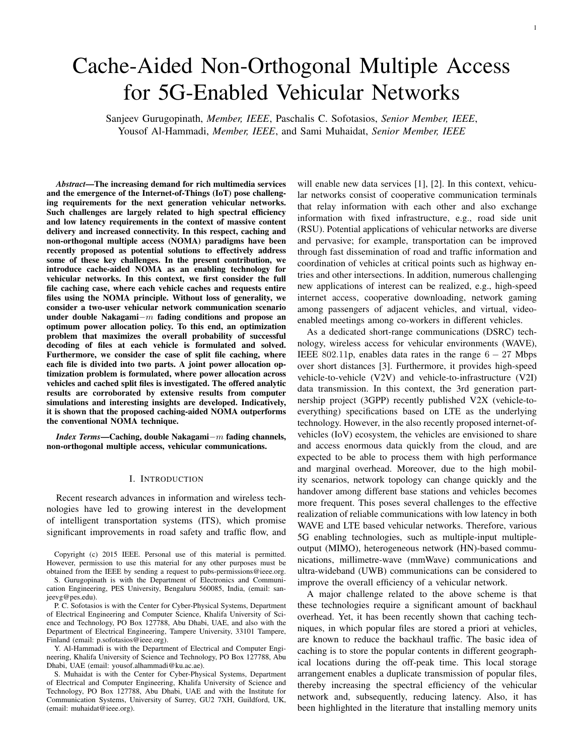# Cache-Aided Non-Orthogonal Multiple Access for 5G-Enabled Vehicular Networks

Sanjeev Gurugopinath, *Member, IEEE*, Paschalis C. Sofotasios, *Senior Member, IEEE*, Yousof Al-Hammadi, *Member, IEEE*, and Sami Muhaidat, *Senior Member, IEEE*

***Abstract*—The increasing demand for rich multimedia services and the emergence of the Internet-of-Things (IoT) pose challenging requirements for the next generation vehicular networks. Such challenges are largely related to high spectral efficiency and low latency requirements in the context of massive content delivery and increased connectivity. In this respect, caching and non-orthogonal multiple access (NOMA) paradigms have been recently proposed as potential solutions to effectively address some of these key challenges. In the present contribution, we introduce cache-aided NOMA as an enabling technology for vehicular networks. In this context, we first consider the full file caching case, where each vehicle caches and requests entire files using the NOMA principle. Without loss of generality, we consider a two-user vehicular network communication scenario under double Nakagami$-m$ fading conditions and propose an optimum power allocation policy. To this end, an optimization problem that maximizes the overall probability of successful decoding of files at each vehicle is formulated and solved. Furthermore, we consider the case of split file caching, where each file is divided into two parts. A joint power allocation optimization problem is formulated, where power allocation across vehicles and cached split files is investigated. The offered analytic results are corroborated by extensive results from computer simulations and interesting insights are developed. Indicatively, it is shown that the proposed caching-aided NOMA outperforms the conventional NOMA technique.**

***Index Terms*—Caching, double Nakagami$-m$ fading channels, non-orthogonal multiple access, vehicular communications.**

## I. Introduction

Recent research advances in information and wireless technologies have led to growing interest in the development of intelligent transportation systems (ITS), which promise significant improvements in road safety and traffic flow, and will enable new data services [1], [2]. In this context, vehicular networks consist of cooperative communication terminals that relay information with each other and also exchange information with fixed infrastructure, e.g., road side unit (RSU). Potential applications of vehicular networks are diverse and pervasive; for example, transportation can be improved through fast dissemination of road and traffic information and coordination of vehicles at critical points such as highway entries and other intersections. In addition, numerous challenging new applications of interest can be realized, e.g., high-speed internet access, cooperative downloading, network gaming among passengers of adjacent vehicles, and virtual, video-enabled meetings among co-workers in different vehicles.

As a dedicated short-range communications (DSRC) technology, wireless access for vehicular environments (WAVE), IEEE 802.11p, enables data rates in the range $6-27$ Mbps over short distances [3]. Furthermore, it provides high-speed vehicle-to-vehicle (V2V) and vehicle-to-infrastructure (V2I) data transmission. In this context, the 3rd generation partnership project (3GPP) recently published V2X (vehicle-to-everything) specifications based on LTE as the underlying technology. However, in the also recently proposed internet-of-vehicles (IoV) ecosystem, the vehicles are envisioned to share and access enormous data quickly from the cloud, and are expected to be able to process them with high performance and marginal overhead. Moreover, due to the high mobility scenarios, network topology can change quickly and the handover among different base stations and vehicles becomes more frequent. This poses several challenges to the effective realization of reliable communications with low latency in both WAVE and LTE based vehicular networks. Therefore, various 5G enabling technologies, such as multiple-input multiple-output (MIMO), heterogeneous network (HN)-based communications, millimetre-wave (mmWave) communications and ultra-wideband (UWB) communications can be considered to improve the overall efficiency of a vehicular network.

A major challenge related to the above scheme is that these technologies require a significant amount of backhaul overhead. Yet, it has been recently shown that caching techniques, in which popular files are stored a priori at vehicles, are known to reduce the backhaul traffic. The basic idea of caching is to store the popular contents in different geographical locations during the off-peak time. This local storage arrangement enables a duplicate transmission of popular files, thereby increasing the spectral efficiency of the vehicular network and, subsequently, reducing latency. Also, it has been highlighted in the literature that installing memory units

Copyright (c) 2015 IEEE. Personal use of this material is permitted. However, permission to use this material for any other purposes must be obtained from the IEEE by sending a request to pubs-permissions@ieee.org.

S. Gurugopinath is with the Department of Electronics and Communication Engineering, PES University, Bengaluru 560085, India, (email: sanjeevg@pes.edu).

P. C. Sofotasios is with the Center for Cyber-Physical Systems, Department of Electrical Engineering and Computer Science, Khalifa University of Science and Technology, PO Box 127788, Abu Dhabi, UAE, and also with the Department of Electrical Engineering, Tampere University, 33101 Tampere, Finland (email: p.sofotasios@ieee.org).

Y. Al-Hammadi is with the Department of Electrical and Computer Engineering, Khalifa University of Science and Technology, PO Box 127788, Abu Dhabi, UAE (email: yousof.alhammadi@ku.ac.ae).

S. Muhaidat is with the Center for Cyber-Physical Systems, Department of Electrical and Computer Engineering, Khalifa University of Science and Technology, PO Box 127788, Abu Dhabi, UAE and with the Institute for Communication Systems, University of Surrey, GU2 7XH, Guildford, UK, (email: muhaidat@ieee.org).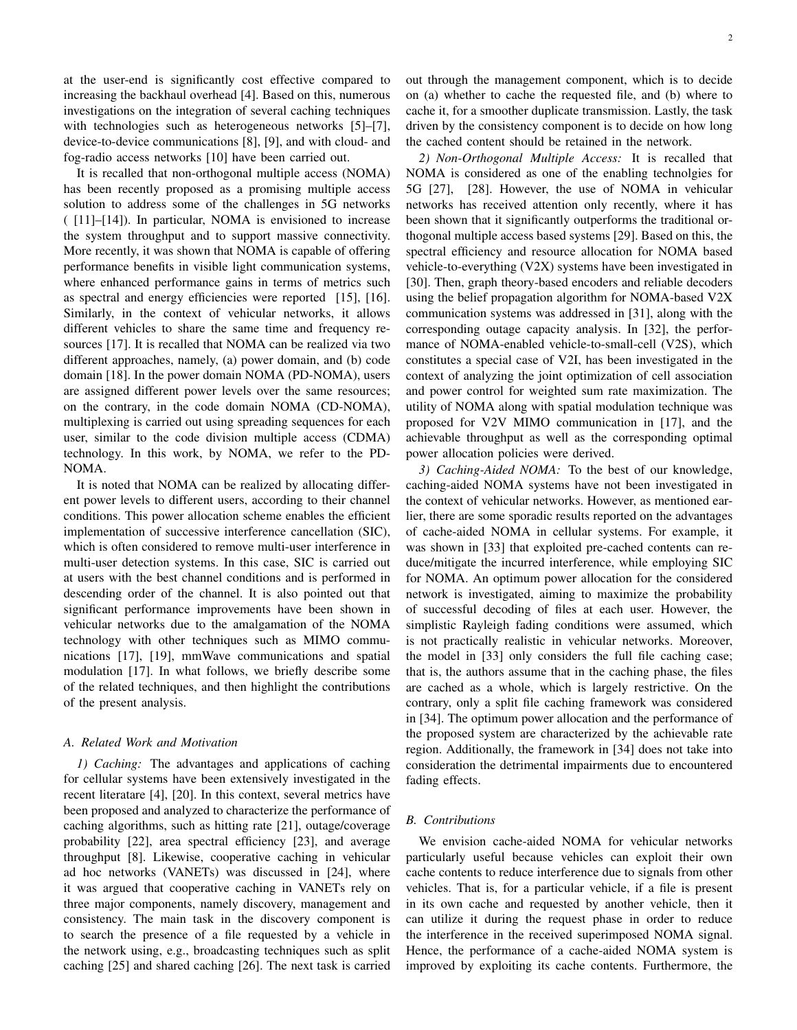at the user-end is significantly cost effective compared to increasing the backhaul overhead [4]. Based on this, numerous investigations on the integration of several caching techniques with technologies such as heterogeneous networks [5]–[7], device-to-device communications [8], [9], and with cloud- and fog-radio access networks [10] have been carried out.

It is recalled that non-orthogonal multiple access (NOMA) has been recently proposed as a promising multiple access solution to address some of the challenges in 5G networks ( [11]–[14]). In particular, NOMA is envisioned to increase the system throughput and to support massive connectivity. More recently, it was shown that NOMA is capable of offering performance benefits in visible light communication systems, where enhanced performance gains in terms of metrics such as spectral and energy efficiencies were reported [15], [16]. Similarly, in the context of vehicular networks, it allows different vehicles to share the same time and frequency resources [17]. It is recalled that NOMA can be realized via two different approaches, namely, (a) power domain, and (b) code domain [18]. In the power domain NOMA (PD-NOMA), users are assigned different power levels over the same resources; on the contrary, in the code domain NOMA (CD-NOMA), multiplexing is carried out using spreading sequences for each user, similar to the code division multiple access (CDMA) technology. In this work, by NOMA, we refer to the PD-NOMA.

It is noted that NOMA can be realized by allocating different power levels to different users, according to their channel conditions. This power allocation scheme enables the efficient implementation of successive interference cancellation (SIC), which is often considered to remove multi-user interference in multi-user detection systems. In this case, SIC is carried out at users with the best channel conditions and is performed in descending order of the channel. It is also pointed out that significant performance improvements have been shown in vehicular networks due to the amalgamation of the NOMA technology with other techniques such as MIMO communications [17], [19], mmWave communications and spatial modulation [17]. In what follows, we briefly describe some of the related techniques, and then highlight the contributions of the present analysis.

### A. Related Work and Motivation

*1) Caching:* The advantages and applications of caching for cellular systems have been extensively investigated in the recent literatare [4], [20]. In this context, several metrics have been proposed and analyzed to characterize the performance of caching algorithms, such as hitting rate [21], outage/coverage probability [22], area spectral efficiency [23], and average throughput [8]. Likewise, cooperative caching in vehicular ad hoc networks (VANETs) was discussed in [24], where it was argued that cooperative caching in VANETs rely on three major components, namely discovery, management and consistency. The main task in the discovery component is to search the presence of a file requested by a vehicle in the network using, e.g., broadcasting techniques such as split caching [25] and shared caching [26]. The next task is carried out through the management component, which is to decide on (a) whether to cache the requested file, and (b) where to cache it, for a smoother duplicate transmission. Lastly, the task driven by the consistency component is to decide on how long the cached content should be retained in the network.

*2) Non-Orthogonal Multiple Access:* It is recalled that NOMA is considered as one of the enabling technolgies for 5G [27], [28]. However, the use of NOMA in vehicular networks has received attention only recently, where it has been shown that it significantly outperforms the traditional orthogonal multiple access based systems [29]. Based on this, the spectral efficiency and resource allocation for NOMA based vehicle-to-everything (V2X) systems have been investigated in [30]. Then, graph theory-based encoders and reliable decoders using the belief propagation algorithm for NOMA-based V2X communication systems was addressed in [31], along with the corresponding outage capacity analysis. In [32], the performance of NOMA-enabled vehicle-to-small-cell (V2S), which constitutes a special case of V2I, has been investigated in the context of analyzing the joint optimization of cell association and power control for weighted sum rate maximization. The utility of NOMA along with spatial modulation technique was proposed for V2V MIMO communication in [17], and the achievable throughput as well as the corresponding optimal power allocation policies were derived.

*3) Caching-Aided NOMA:* To the best of our knowledge, caching-aided NOMA systems have not been investigated in the context of vehicular networks. However, as mentioned earlier, there are some sporadic results reported on the advantages of cache-aided NOMA in cellular systems. For example, it was shown in [33] that exploited pre-cached contents can reduce/mitigate the incurred interference, while employing SIC for NOMA. An optimum power allocation for the considered network is investigated, aiming to maximize the probability of successful decoding of files at each user. However, the simplistic Rayleigh fading conditions were assumed, which is not practically realistic in vehicular networks. Moreover, the model in [33] only considers the full file caching case; that is, the authors assume that in the caching phase, the files are cached as a whole, which is largely restrictive. On the contrary, only a split file caching framework was considered in [34]. The optimum power allocation and the performance of the proposed system are characterized by the achievable rate region. Additionally, the framework in [34] does not take into consideration the detrimental impairments due to encountered fading effects.

### B. Contributions

We envision cache-aided NOMA for vehicular networks particularly useful because vehicles can exploit their own cache contents to reduce interference due to signals from other vehicles. That is, for a particular vehicle, if a file is present in its own cache and requested by another vehicle, then it can utilize it during the request phase in order to reduce the interference in the received superimposed NOMA signal. Hence, the performance of a cache-aided NOMA system is improved by exploiting its cache contents. Furthermore, the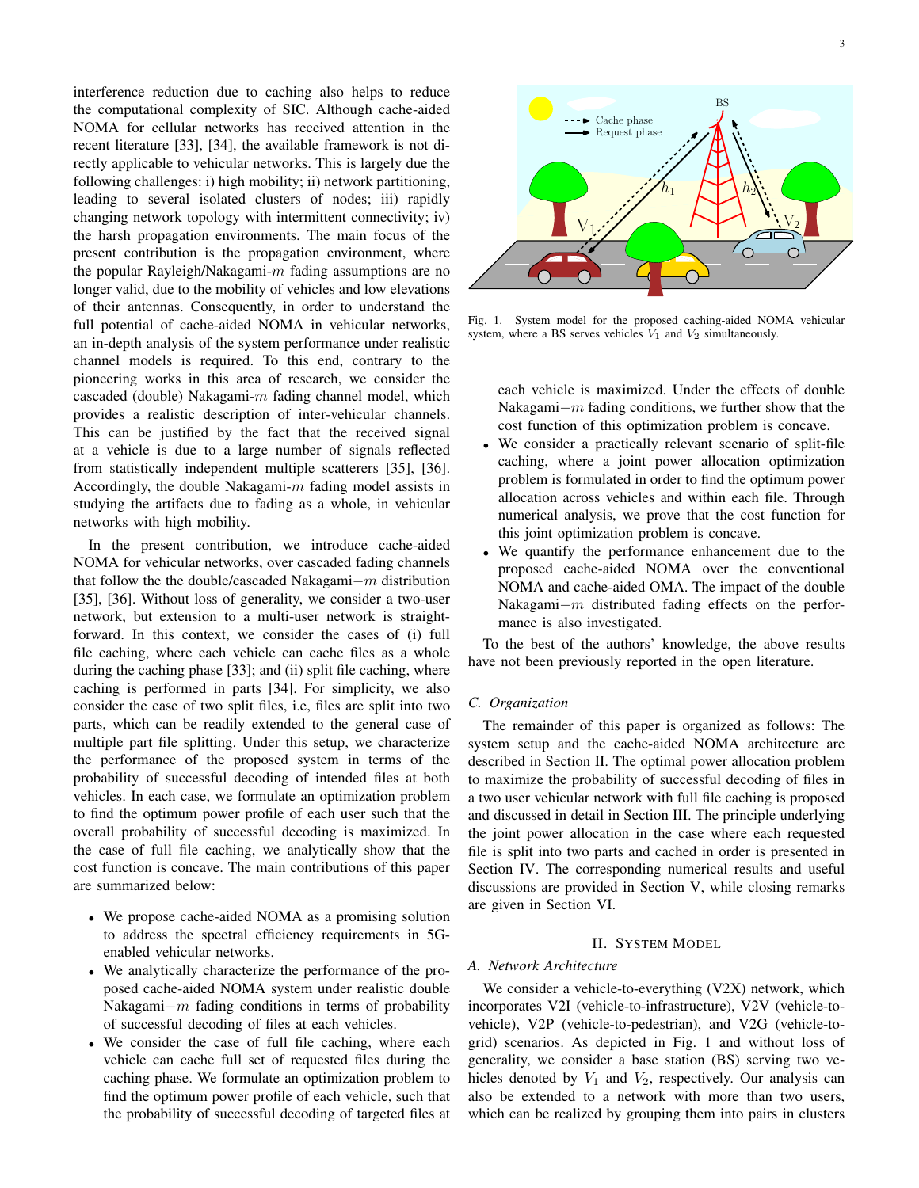interference reduction due to caching also helps to reduce the computational complexity of SIC. Although cache-aided NOMA for cellular networks has received attention in the recent literature [33], [34], the available framework is not directly applicable to vehicular networks. This is largely due the following challenges: i) high mobility; ii) network partitioning, leading to several isolated clusters of nodes; iii) rapidly changing network topology with intermittent connectivity; iv) the harsh propagation environments. The main focus of the present contribution is the propagation environment, where the popular Rayleigh/Nakagami-$m$ fading assumptions are no longer valid, due to the mobility of vehicles and low elevations of their antennas. Consequently, in order to understand the full potential of cache-aided NOMA in vehicular networks, an in-depth analysis of the system performance under realistic channel models is required. To this end, contrary to the pioneering works in this area of research, we consider the cascaded (double) Nakagami-$m$ fading channel model, which provides a realistic description of inter-vehicular channels. This can be justified by the fact that the received signal at a vehicle is due to a large number of signals reflected from statistically independent multiple scatterers [35], [36]. Accordingly, the double Nakagami-$m$ fading model assists in studying the artifacts due to fading as a whole, in vehicular networks with high mobility.

In the present contribution, we introduce cache-aided NOMA for vehicular networks, over cascaded fading channels that follow the the double/cascaded Nakagami$-m$ distribution [35], [36]. Without loss of generality, we consider a two-user network, but extension to a multi-user network is straightforward. In this context, we consider the cases of (i) full file caching, where each vehicle can cache files as a whole during the caching phase [33]; and (ii) split file caching, where caching is performed in parts [34]. For simplicity, we also consider the case of two split files, i.e, files are split into two parts, which can be readily extended to the general case of multiple part file splitting. Under this setup, we characterize the performance of the proposed system in terms of the probability of successful decoding of intended files at both vehicles. In each case, we formulate an optimization problem to find the optimum power profile of each user such that the overall probability of successful decoding is maximized. In the case of full file caching, we analytically show that the cost function is concave. The main contributions of this paper are summarized below:

- We propose cache-aided NOMA as a promising solution to address the spectral efficiency requirements in 5G-enabled vehicular networks.
- We analytically characterize the performance of the proposed cache-aided NOMA system under realistic double Nakagami$-m$ fading conditions in terms of probability of successful decoding of files at each vehicles.
- We consider the case of full file caching, where each vehicle can cache full set of requested files during the caching phase. We formulate an optimization problem to find the optimum power profile of each vehicle, such that the probability of successful decoding of targeted files at each vehicle is maximized. Under the effects of double Nakagami$-m$ fading conditions, we further show that the cost function of this optimization problem is concave.
- We consider a practically relevant scenario of split-file caching, where a joint power allocation optimization problem is formulated in order to find the optimum power allocation across vehicles and within each file. Through numerical analysis, we prove that the cost function for this joint optimization problem is concave.
- We quantify the performance enhancement due to the proposed cache-aided NOMA over the conventional NOMA and cache-aided OMA. The impact of the double Nakagami$-m$ distributed fading effects on the performance is also investigated.

To the best of the authors' knowledge, the above results have not been previously reported in the open literature.

Fig. 1. System model for the proposed caching-aided NOMA vehicular system, where a BS serves vehicles $V_1$ and $V_2$ simultaneously.

### C. Organization

The remainder of this paper is organized as follows: The system setup and the cache-aided NOMA architecture are described in Section II. The optimal power allocation problem to maximize the probability of successful decoding of files in a two user vehicular network with full file caching is proposed and discussed in detail in Section III. The principle underlying the joint power allocation in the case where each requested file is split into two parts and cached in order is presented in Section IV. The corresponding numerical results and useful discussions are provided in Section V, while closing remarks are given in Section VI.

## II. System Model

### A. Network Architecture

We consider a vehicle-to-everything (V2X) network, which incorporates V2I (vehicle-to-infrastructure), V2V (vehicle-to-vehicle), V2P (vehicle-to-pedestrian), and V2G (vehicle-to-grid) scenarios. As depicted in Fig. 1 and without loss of generality, we consider a base station (BS) serving two vehicles denoted by $V_1$ and $V_2$, respectively. Our analysis can also be extended to a network with more than two users, which can be realized by grouping them into pairs in clusters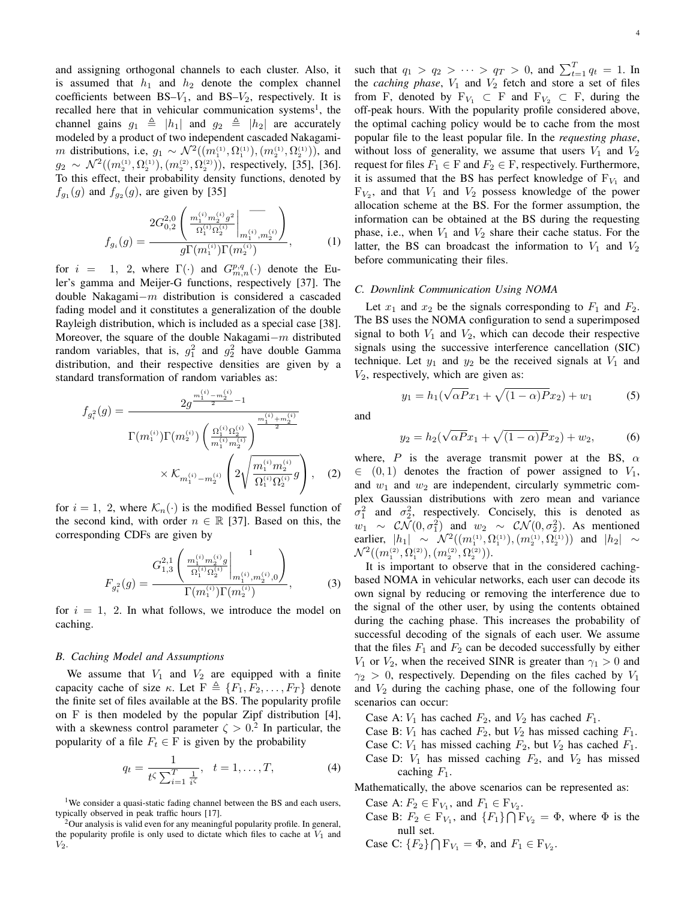and assigning orthogonal channels to each cluster. Also, it is assumed that $h_1$ and $h_2$ denote the complex channel coefficients between BS–$V_1$, and BS–$V_2$, respectively. It is recalled here that in vehicular communication systems[1], the channel gains $g_1 \triangleq |h_1|$ and $g_2 \triangleq |h_2|$ are accurately modeled by a product of two independent cascaded Nakagami-$m$ distributions, i.e, $g_1 \sim \mathcal{N}^2((m_1^{(1)}, \Omega_1^{(1)}), (m_2^{(1)}, \Omega_2^{(1)}))$, and $g_2 \sim \mathcal{N}^2((m_2^{(1)}, \Omega_2^{(1)}), (m_2^{(2)}, \Omega_2^{(2)}))$, respectively, [35], [36]. To this effect, their probability density functions, denoted by $f_{g_1}(g)$ and $f_{g_2}(g)$, are given by [35]

$$f_{g_i}(g) = \frac{2G_{0,2}^{2,0}\left(\frac{m_1^{(i)}m_2^{(i)}g^2}{\Omega_1^{(i)}\Omega_2^{(i)}}\middle|_{m_1^{(i)},m_2^{(i)}}^{\text{---}}\right)}{g\Gamma(m_1^{(i)})\Gamma(m_2^{(i)})}, \tag{1}$$

for $i = 1, 2$, where $\Gamma(\cdot)$ and $G_{m,n}^{p,q}(\cdot)$ denote the Euler's gamma and Meijer-G functions, respectively [37]. The double Nakagami$-m$ distribution is considered a cascaded fading model and it constitutes a generalization of the double Rayleigh distribution, which is included as a special case [38]. Moreover, the square of the double Nakagami$-m$ distributed random variables, that is, $g_1^2$ and $g_2^2$ have double Gamma distribution, and their respective densities are given by a standard transformation of random variables as:

$$f_{g_i^2}(g) = \frac{2g^{\frac{m_1^{(i)}-m_2^{(i)}}{2}-1}}{\Gamma(m_1^{(i)})\Gamma(m_2^{(i)})\left(\frac{\Omega_1^{(i)}\Omega_2^{(i)}}{m_1^{(i)}m_2^{(i)}}\right)^{\frac{m_1^{(i)}+m_2^{(i)}}{2}}} \times \mathcal{K}_{m_1^{(i)}-m_2^{(i)}}\left(2\sqrt{\frac{m_1^{(i)}m_2^{(i)}}{\Omega_1^{(i)}\Omega_2^{(i)}}g}\right), \tag{2}$$

for $i = 1, 2$, where $\mathcal{K}_n(\cdot)$ is the modified Bessel function of the second kind, with order $n \in \mathbb{R}$ [37]. Based on this, the corresponding CDFs are given by

$$F_{g_i^2}(g) = \frac{G_{1,3}^{2,1}\left(\frac{m_1^{(i)}m_2^{(i)}g}{\Omega_1^{(i)}\Omega_2^{(i)}}\middle|_{m_1^{(i)},m_2^{(i)},0}^{1}\right)}{\Gamma(m_1^{(i)})\Gamma(m_2^{(i)})}, \tag{3}$$

for $i = 1, 2$. In what follows, we introduce the model on caching.

### B. Caching Model and Assumptions

We assume that $V_1$ and $V_2$ are equipped with a finite capacity cache of size $\kappa$. Let $\mathrm{F} \triangleq \{F_1, F_2, \ldots, F_T\}$ denote the finite set of files available at the BS. The popularity profile on F is then modeled by the popular Zipf distribution [4], with a skewness control parameter $\zeta > 0$.[2] In particular, the popularity of a file $F_t \in \mathrm{F}$ is given by the probability

$$q_t = \frac{1}{t^{\zeta}\sum_{i=1}^{T}\frac{1}{i^{\zeta}}}, \quad t = 1, \ldots, T, \tag{4}$$

such that $q_1 > q_2 > \cdots > q_T > 0$, and $\sum_{t=1}^{T} q_t = 1$. In the *caching phase*, $V_1$ and $V_2$ fetch and store a set of files from F, denoted by $\mathrm{F}_{V_1} \subset \mathrm{F}$ and $\mathrm{F}_{V_2} \subset \mathrm{F}$, during the off-peak hours. With the popularity profile considered above, the optimal caching policy would be to cache from the most popular file to the least popular file. In the *requesting phase*, without loss of generality, we assume that users $V_1$ and $V_2$ request for files $F_1 \in \mathrm{F}$ and $F_2 \in \mathrm{F}$, respectively. Furthermore, it is assumed that the BS has perfect knowledge of $\mathrm{F}_{V_1}$ and $\mathrm{F}_{V_2}$, and that $V_1$ and $V_2$ possess knowledge of the power allocation scheme at the BS. For the former assumption, the information can be obtained at the BS during the requesting phase, i.e., when $V_1$ and $V_2$ share their cache status. For the latter, the BS can broadcast the information to $V_1$ and $V_2$ before communicating their files.

### C. Downlink Communication Using NOMA

Let $x_1$ and $x_2$ be the signals corresponding to $F_1$ and $F_2$. The BS uses the NOMA configuration to send a superimposed signal to both $V_1$ and $V_2$, which can decode their respective signals using the successive interference cancellation (SIC) technique. Let $y_1$ and $y_2$ be the received signals at $V_1$ and $V_2$, respectively, which are given as:

$$y_1 = h_1(\sqrt{\alpha P}x_1 + \sqrt{(1-\alpha)P}x_2) + w_1 \tag{5}$$

and

$$y_2 = h_2(\sqrt{\alpha P}x_1 + \sqrt{(1-\alpha)P}x_2) + w_2, \tag{6}$$

where, $P$ is the average transmit power at the BS, $\alpha \in (0, 1)$ denotes the fraction of power assigned to $V_1$, and $w_1$ and $w_2$ are independent, circularly symmetric complex Gaussian distributions with zero mean and variance $\sigma_1^2$ and $\sigma_2^2$, respectively. Concisely, this is denoted as $w_1 \sim \mathcal{CN}(0, \sigma_1^2)$ and $w_2 \sim \mathcal{CN}(0, \sigma_2^2)$. As mentioned earlier, $|h_1| \sim \mathcal{N}^2((m_1^{(1)}, \Omega_1^{(1)}), (m_2^{(1)}, \Omega_2^{(1)}))$ and $|h_2| \sim \mathcal{N}^2((m_1^{(2)}, \Omega_1^{(2)}), (m_2^{(2)}, \Omega_2^{(2)}))$.

It is important to observe that in the considered caching-based NOMA in vehicular networks, each user can decode its own signal by reducing or removing the interference due to the signal of the other user, by using the contents obtained during the caching phase. This increases the probability of successful decoding of the signals of each user. We assume that the files $F_1$ and $F_2$ can be decoded successfully by either $V_1$ or $V_2$, when the received SINR is greater than $\gamma_1 > 0$ and $\gamma_2 > 0$, respectively. Depending on the files cached by $V_1$ and $V_2$ during the caching phase, one of the following four scenarios can occur:

- Case A: $V_1$ has cached $F_2$, and $V_2$ has cached $F_1$.
- Case B: $V_1$ has cached $F_2$, but $V_2$ has missed caching $F_1$.
- Case C: $V_1$ has missed caching $F_2$, but $V_2$ has cached $F_1$.
- Case D: $V_1$ has missed caching $F_2$, and $V_2$ has missed caching $F_1$.

Mathematically, the above scenarios can be represented as:

- Case A: $F_2 \in \mathrm{F}_{V_1}$, and $F_1 \in \mathrm{F}_{V_2}$.
- Case B: $F_2 \in \mathrm{F}_{V_1}$, and $\{F_1\} \bigcap \mathrm{F}_{V_2} = \Phi$, where $\Phi$ is the null set.
- Case C: $\{F_2\} \bigcap \mathrm{F}_{V_1} = \Phi$, and $F_1 \in \mathrm{F}_{V_2}$.

[1] We consider a quasi-static fading channel between the BS and each users, typically observed in peak traffic hours [17].

[2] Our analysis is valid even for any meaningful popularity profile. In general, the popularity profile is only used to dictate which files to cache at $V_1$ and $V_2$.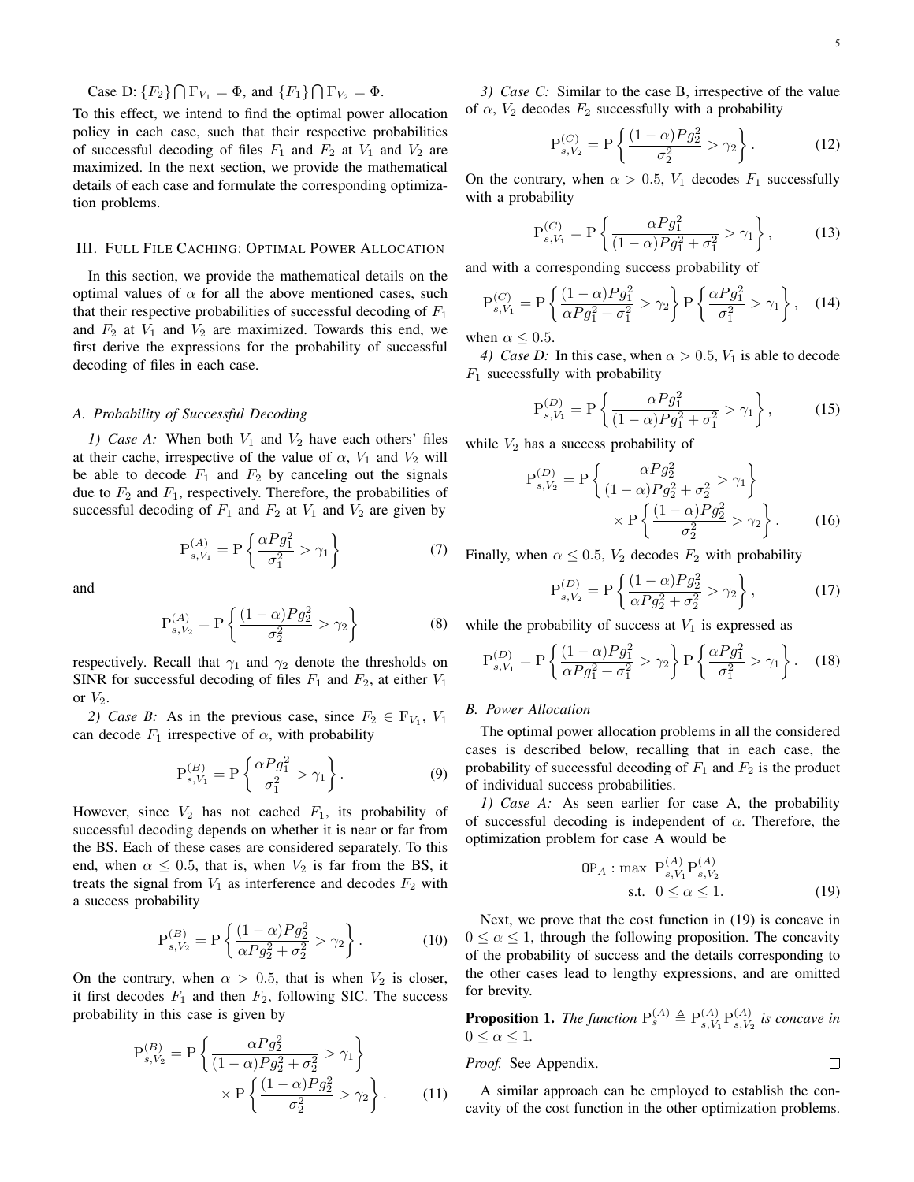Case D: $\{F_2\} \bigcap \mathrm{F}_{V_1} = \Phi$, and $\{F_1\} \bigcap \mathrm{F}_{V_2} = \Phi$.

To this effect, we intend to find the optimal power allocation policy in each case, such that their respective probabilities of successful decoding of files $F_1$ and $F_2$ at $V_1$ and $V_2$ are maximized. In the next section, we provide the mathematical details of each case and formulate the corresponding optimization problems.

## III. Full File Caching: Optimal Power Allocation

In this section, we provide the mathematical details on the optimal values of $\alpha$ for all the above mentioned cases, such that their respective probabilities of successful decoding of $F_1$ and $F_2$ at $V_1$ and $V_2$ are maximized. Towards this end, we first derive the expressions for the probability of successful decoding of files in each case.

### A. Probability of Successful Decoding

*1) Case A:* When both $V_1$ and $V_2$ have each others' files at their cache, irrespective of the value of $\alpha$, $V_1$ and $V_2$ will be able to decode $F_1$ and $F_2$ by canceling out the signals due to $F_2$ and $F_1$, respectively. Therefore, the probabilities of successful decoding of $F_1$ and $F_2$ at $V_1$ and $V_2$ are given by

$$\mathrm{P}_{s,V_1}^{(A)} = \mathrm{P}\left\{\frac{\alpha P g_1^2}{\sigma_1^2} > \gamma_1\right\} \tag{7}$$

and

$$\mathrm{P}_{s,V_2}^{(A)} = \mathrm{P}\left\{\frac{(1-\alpha) P g_2^2}{\sigma_2^2} > \gamma_2\right\} \tag{8}$$

respectively. Recall that $\gamma_1$ and $\gamma_2$ denote the thresholds on SINR for successful decoding of files $F_1$ and $F_2$, at either $V_1$ or $V_2$.

*2) Case B:* As in the previous case, since $F_2 \in \mathrm{F}_{V_1}$, $V_1$ can decode $F_1$ irrespective of $\alpha$, with probability

$$\mathrm{P}_{s,V_1}^{(B)} = \mathrm{P}\left\{\frac{\alpha P g_1^2}{\sigma_1^2} > \gamma_1\right\}. \tag{9}$$

However, since $V_2$ has not cached $F_1$, its probability of successful decoding depends on whether it is near or far from the BS. Each of these cases are considered separately. To this end, when $\alpha \leq 0.5$, that is, when $V_2$ is far from the BS, it treats the signal from $V_1$ as interference and decodes $F_2$ with a success probability

$$\mathrm{P}_{s,V_2}^{(B)} = \mathrm{P}\left\{\frac{(1-\alpha) P g_2^2}{\alpha P g_2^2 + \sigma_2^2} > \gamma_2\right\}. \tag{10}$$

On the contrary, when $\alpha > 0.5$, that is when $V_2$ is closer, it first decodes $F_1$ and then $F_2$, following SIC. The success probability in this case is given by

$$\mathrm{P}_{s,V_2}^{(B)} = \mathrm{P}\left\{\frac{\alpha P g_2^2}{(1-\alpha) P g_2^2 + \sigma_2^2} > \gamma_1\right\} \times \mathrm{P}\left\{\frac{(1-\alpha) P g_2^2}{\sigma_2^2} > \gamma_2\right\}. \tag{11}$$

*3) Case C:* Similar to the case B, irrespective of the value of $\alpha$, $V_2$ decodes $F_2$ successfully with a probability

$$\mathrm{P}_{s,V_2}^{(C)} = \mathrm{P}\left\{\frac{(1-\alpha) P g_2^2}{\sigma_2^2} > \gamma_2\right\}. \tag{12}$$

On the contrary, when $\alpha > 0.5$, $V_1$ decodes $F_1$ successfully with a probability

$$\mathrm{P}_{s,V_1}^{(C)} = \mathrm{P}\left\{\frac{\alpha P g_1^2}{(1-\alpha) P g_1^2 + \sigma_1^2} > \gamma_1\right\}, \tag{13}$$

and with a corresponding success probability of

$$\mathrm{P}_{s,V_1}^{(C)} = \mathrm{P}\left\{\frac{(1-\alpha) P g_1^2}{\alpha P g_1^2 + \sigma_1^2} > \gamma_2\right\} \mathrm{P}\left\{\frac{\alpha P g_1^2}{\sigma_1^2} > \gamma_1\right\}, \tag{14}$$

when $\alpha \leq 0.5$.

*4) Case D:* In this case, when $\alpha > 0.5$, $V_1$ is able to decode $F_1$ successfully with probability

$$\mathrm{P}_{s,V_1}^{(D)} = \mathrm{P}\left\{\frac{\alpha P g_1^2}{(1-\alpha) P g_1^2 + \sigma_1^2} > \gamma_1\right\}, \tag{15}$$

while $V_2$ has a success probability of

$$\mathrm{P}_{s,V_2}^{(D)} = \mathrm{P}\left\{\frac{\alpha P g_2^2}{(1-\alpha) P g_2^2 + \sigma_2^2} > \gamma_1\right\} \times \mathrm{P}\left\{\frac{(1-\alpha) P g_2^2}{\sigma_2^2} > \gamma_2\right\}. \tag{16}$$

Finally, when $\alpha \leq 0.5$, $V_2$ decodes $F_2$ with probability

$$\mathrm{P}_{s,V_2}^{(D)} = \mathrm{P}\left\{\frac{(1-\alpha) P g_2^2}{\alpha P g_2^2 + \sigma_2^2} > \gamma_2\right\}, \tag{17}$$

while the probability of success at $V_1$ is expressed as

$$\mathrm{P}_{s,V_1}^{(D)} = \mathrm{P}\left\{\frac{(1-\alpha) P g_1^2}{\alpha P g_1^2 + \sigma_1^2} > \gamma_2\right\} \mathrm{P}\left\{\frac{\alpha P g_1^2}{\sigma_1^2} > \gamma_1\right\}. \tag{18}$$

### B. Power Allocation

The optimal power allocation problems in all the considered cases is described below, recalling that in each case, the probability of successful decoding of $F_1$ and $F_2$ is the product of individual success probabilities.

*1) Case A:* As seen earlier for case A, the probability of successful decoding is independent of $\alpha$. Therefore, the optimization problem for case A would be

$$\begin{aligned} \mathtt{OP}_A : \max \ & \mathrm{P}_{s,V_1}^{(A)} \mathrm{P}_{s,V_2}^{(A)} \\ \text{s.t.} \ & 0 \leq \alpha \leq 1. \end{aligned} \tag{19}$$

Next, we prove that the cost function in (19) is concave in $0 \leq \alpha \leq 1$, through the following proposition. The concavity of the probability of success and the details corresponding to the other cases lead to lengthy expressions, and are omitted for brevity.

**Proposition 1.** *The function* $\mathrm{P}_s^{(A)} \triangleq \mathrm{P}_{s,V_1}^{(A)} \mathrm{P}_{s,V_2}^{(A)}$ *is concave in* $0 \leq \alpha \leq 1$.

*Proof.* See Appendix. ∎

A similar approach can be employed to establish the concavity of the cost function in the other optimization problems.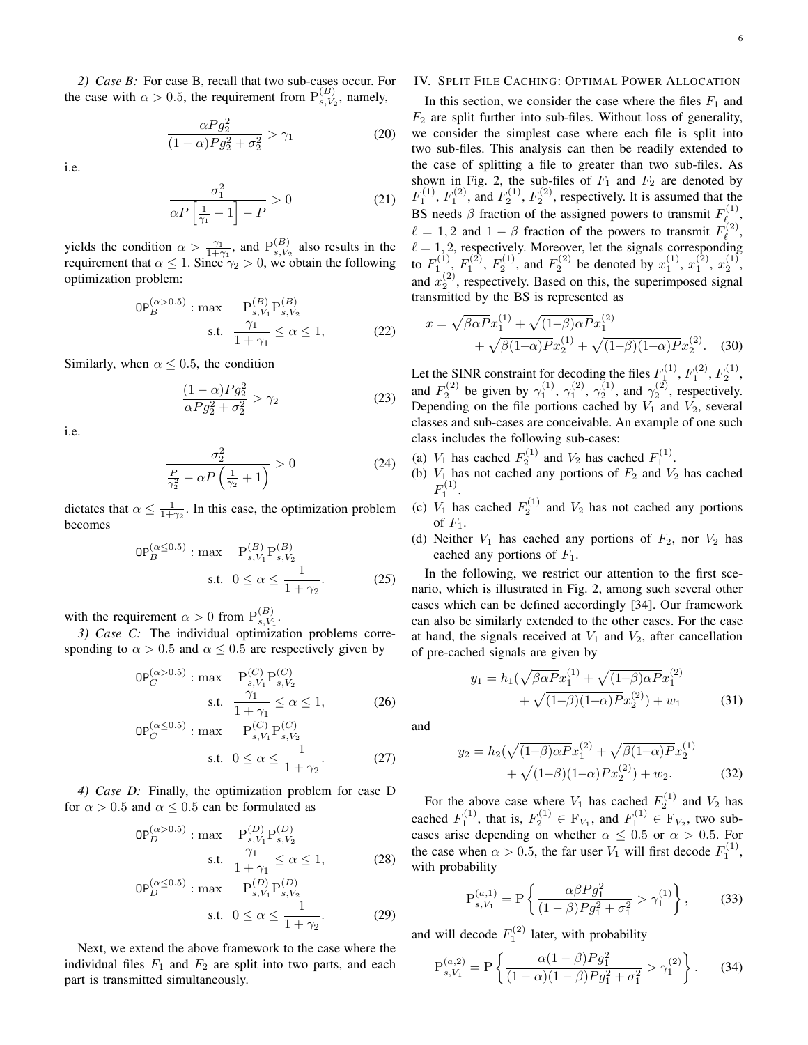*2) Case B:* For case B, recall that two sub-cases occur. For the case with $\alpha > 0.5$, the requirement from $\mathrm{P}_{s,V_2}^{(B)}$, namely,

$$\frac{\alpha P g_2^2}{(1-\alpha)Pg_2^2 + \sigma_2^2} > \gamma_1 \tag{20}$$

i.e.

$$\frac{\sigma_1^2}{\alpha P\left[\frac{1}{\gamma_1} - 1\right] - P} > 0 \tag{21}$$

yields the condition $\alpha > \frac{\gamma_1}{1+\gamma_1}$, and $\mathrm{P}_{s,V_2}^{(B)}$ also results in the requirement that $\alpha \leq 1$. Since $\gamma_2 > 0$, we obtain the following optimization problem:

$$\begin{aligned} \mathsf{OP}_B^{(\alpha>0.5)} : \max \quad & \mathrm{P}_{s,V_1}^{(B)} \mathrm{P}_{s,V_2}^{(B)} \\ \text{s.t.} \quad & \frac{\gamma_1}{1+\gamma_1} \leq \alpha \leq 1, \end{aligned} \tag{22}$$

Similarly, when $\alpha \leq 0.5$, the condition

$$\frac{(1-\alpha)Pg_2^2}{\alpha P g_2^2 + \sigma_2^2} > \gamma_2 \tag{23}$$

i.e.

$$\frac{\sigma_2^2}{\frac{P}{\gamma_2^2} - \alpha P\left(\frac{1}{\gamma_2} + 1\right)} > 0 \tag{24}$$

dictates that $\alpha \leq \frac{1}{1+\gamma_2}$. In this case, the optimization problem becomes

$$\begin{aligned} \mathsf{OP}_B^{(\alpha\leq0.5)} : \max \quad & \mathrm{P}_{s,V_1}^{(B)} \mathrm{P}_{s,V_2}^{(B)} \\ \text{s.t.} \quad & 0 \leq \alpha \leq \frac{1}{1+\gamma_2}. \end{aligned} \tag{25}$$

with the requirement $\alpha > 0$ from $\mathrm{P}_{s,V_1}^{(B)}$.

*3) Case C:* The individual optimization problems corresponding to $\alpha > 0.5$ and $\alpha \leq 0.5$ are respectively given by

$$\begin{aligned} \mathsf{OP}_C^{(\alpha>0.5)} : \max \quad & \mathrm{P}_{s,V_1}^{(C)} \mathrm{P}_{s,V_2}^{(C)} \\ \text{s.t.} \quad & \frac{\gamma_1}{1+\gamma_1} \leq \alpha \leq 1, \end{aligned} \tag{26}$$

$$\begin{aligned} \mathsf{OP}_C^{(\alpha\leq0.5)} : \max \quad & \mathrm{P}_{s,V_1}^{(C)} \mathrm{P}_{s,V_2}^{(C)} \\ \text{s.t.} \quad & 0 \leq \alpha \leq \frac{1}{1+\gamma_2}. \end{aligned} \tag{27}$$

*4) Case D:* Finally, the optimization problem for case D for $\alpha > 0.5$ and $\alpha \leq 0.5$ can be formulated as

$$\begin{aligned} \mathsf{OP}_D^{(\alpha>0.5)} : \max \quad & \mathrm{P}_{s,V_1}^{(D)} \mathrm{P}_{s,V_2}^{(D)} \\ \text{s.t.} \quad & \frac{\gamma_1}{1+\gamma_1} \leq \alpha \leq 1, \end{aligned} \tag{28}$$

$$\begin{aligned} \mathsf{OP}_D^{(\alpha\leq0.5)} : \max \quad & \mathrm{P}_{s,V_1}^{(D)} \mathrm{P}_{s,V_2}^{(D)} \\ \text{s.t.} \quad & 0 \leq \alpha \leq \frac{1}{1+\gamma_2}. \end{aligned} \tag{29}$$

Next, we extend the above framework to the case where the individual files $F_1$ and $F_2$ are split into two parts, and each part is transmitted simultaneously.

## IV. Split File Caching: Optimal Power Allocation

In this section, we consider the case where the files $F_1$ and $F_2$ are split further into sub-files. Without loss of generality, we consider the simplest case where each file is split into two sub-files. This analysis can then be readily extended to the case of splitting a file to greater than two sub-files. As shown in Fig. 2, the sub-files of $F_1$ and $F_2$ are denoted by $F_1^{(1)}$, $F_1^{(2)}$, and $F_2^{(1)}$, $F_2^{(2)}$, respectively. It is assumed that the BS needs $\beta$ fraction of the assigned powers to transmit $F_\ell^{(1)}$, $\ell = 1, 2$ and $1-\beta$ fraction of the powers to transmit $F_\ell^{(2)}$, $\ell = 1, 2$, respectively. Moreover, let the signals corresponding to $F_1^{(1)}$, $F_1^{(2)}$, $F_2^{(1)}$, and $F_2^{(2)}$ be denoted by $x_1^{(1)}$, $x_1^{(2)}$, $x_2^{(1)}$, and $x_2^{(2)}$, respectively. Based on this, the superimposed signal transmitted by the BS is represented as

$$\begin{aligned} x = \sqrt{\beta\alpha P} x_1^{(1)} + \sqrt{(1-\beta)\alpha P} x_1^{(2)} \\ + \sqrt{\beta(1-\alpha)P} x_2^{(1)} + \sqrt{(1-\beta)(1-\alpha)P} x_2^{(2)}. \end{aligned} \tag{30}$$

Let the SINR constraint for decoding the files $F_1^{(1)}$, $F_1^{(2)}$, $F_2^{(1)}$, and $F_2^{(2)}$ be given by $\gamma_1^{(1)}$, $\gamma_1^{(2)}$, $\gamma_2^{(1)}$, and $\gamma_2^{(2)}$, respectively. Depending on the file portions cached by $V_1$ and $V_2$, several classes and sub-cases are conceivable. An example of one such class includes the following sub-cases:

(a) $V_1$ has cached $F_2^{(1)}$ and $V_2$ has cached $F_1^{(1)}$.
(b) $V_1$ has not cached any portions of $F_2$ and $V_2$ has cached $F_1^{(1)}$.
(c) $V_1$ has cached $F_2^{(1)}$ and $V_2$ has not cached any portions of $F_1$.
(d) Neither $V_1$ has cached any portions of $F_2$, nor $V_2$ has cached any portions of $F_1$.

In the following, we restrict our attention to the first scenario, which is illustrated in Fig. 2, among such several other cases which can be defined accordingly [34]. Our framework can also be similarly extended to the other cases. For the case at hand, the signals received at $V_1$ and $V_2$, after cancellation of pre-cached signals are given by

$$\begin{aligned} y_1 = h_1(\sqrt{\beta\alpha P} x_1^{(1)} + \sqrt{(1-\beta)\alpha P} x_1^{(2)} \\ + \sqrt{(1-\beta)(1-\alpha)P} x_2^{(2)}) + w_1 \end{aligned} \tag{31}$$

and

$$\begin{aligned} y_2 = h_2(\sqrt{(1-\beta)\alpha P} x_1^{(2)} + \sqrt{\beta(1-\alpha)P} x_2^{(1)} \\ + \sqrt{(1-\beta)(1-\alpha)P} x_2^{(2)}) + w_2. \end{aligned} \tag{32}$$

For the above case where $V_1$ has cached $F_2^{(1)}$ and $V_2$ has cached $F_1^{(1)}$, that is, $F_2^{(1)} \in \mathrm{F}_{V_1}$, and $F_1^{(1)} \in \mathrm{F}_{V_2}$, two sub-cases arise depending on whether $\alpha \leq 0.5$ or $\alpha > 0.5$. For the case when $\alpha > 0.5$, the far user $V_1$ will first decode $F_1^{(1)}$, with probability

$$\mathrm{P}_{s,V_1}^{(a,1)} = \mathrm{P}\left\{ \frac{\alpha\beta P g_1^2}{(1-\beta)Pg_1^2 + \sigma_1^2} > \gamma_1^{(1)} \right\}, \tag{33}$$

and will decode $F_1^{(2)}$ later, with probability

$$\mathrm{P}_{s,V_1}^{(a,2)} = \mathrm{P}\left\{ \frac{\alpha(1-\beta)Pg_1^2}{(1-\alpha)(1-\beta)Pg_1^2 + \sigma_1^2} > \gamma_1^{(2)} \right\}. \tag{34}$$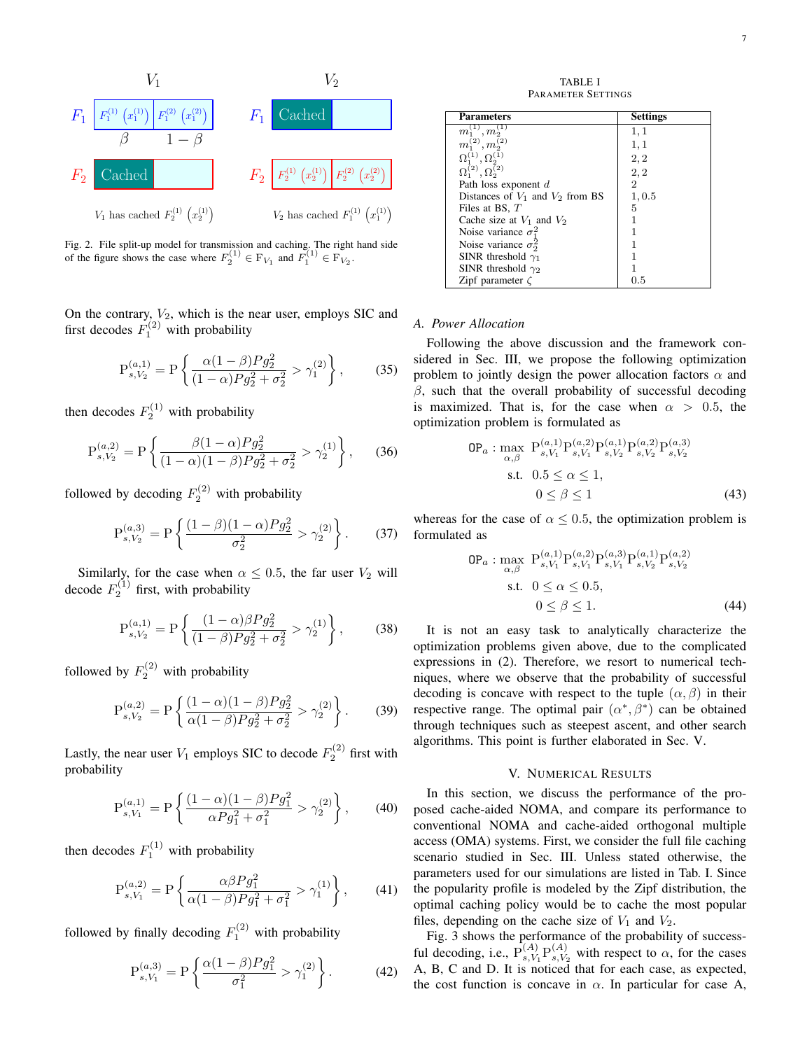Fig. 2. File split-up model for transmission and caching. The right hand side of the figure shows the case where $F_2^{(1)} \in \mathrm{F}_{V_1}$ and $F_1^{(1)} \in \mathrm{F}_{V_2}$.

On the contrary, $V_2$, which is the near user, employs SIC and first decodes $F_1^{(2)}$ with probability

$$\mathrm{P}_{s,V_2}^{(a,1)} = \mathrm{P}\left\{\frac{\alpha(1-\beta)Pg_2^2}{(1-\alpha)Pg_2^2+\sigma_2^2} > \gamma_1^{(2)}\right\}, \tag{35}$$

then decodes $F_2^{(1)}$ with probability

$$\mathrm{P}_{s,V_2}^{(a,2)} = \mathrm{P}\left\{\frac{\beta(1-\alpha)Pg_2^2}{(1-\alpha)(1-\beta)Pg_2^2+\sigma_2^2} > \gamma_2^{(1)}\right\}, \tag{36}$$

followed by decoding $F_2^{(2)}$ with probability

$$\mathrm{P}_{s,V_2}^{(a,3)} = \mathrm{P}\left\{\frac{(1-\beta)(1-\alpha)Pg_2^2}{\sigma_2^2} > \gamma_2^{(2)}\right\}. \tag{37}$$

Similarly, for the case when $\alpha \leq 0.5$, the far user $V_2$ will decode $F_2^{(1)}$ first, with probability

$$\mathrm{P}_{s,V_2}^{(a,1)} = \mathrm{P}\left\{\frac{(1-\alpha)\beta Pg_2^2}{(1-\beta)Pg_2^2+\sigma_2^2} > \gamma_2^{(1)}\right\}, \tag{38}$$

followed by $F_2^{(2)}$ with probability

$$\mathrm{P}_{s,V_2}^{(a,2)} = \mathrm{P}\left\{\frac{(1-\alpha)(1-\beta)Pg_2^2}{\alpha(1-\beta)Pg_2^2+\sigma_2^2} > \gamma_2^{(2)}\right\}. \tag{39}$$

Lastly, the near user $V_1$ employs SIC to decode $F_2^{(2)}$ first with probability

$$\mathrm{P}_{s,V_1}^{(a,1)} = \mathrm{P}\left\{\frac{(1-\alpha)(1-\beta)Pg_1^2}{\alpha Pg_1^2+\sigma_1^2} > \gamma_2^{(2)}\right\}, \tag{40}$$

then decodes $F_1^{(1)}$ with probability

$$\mathrm{P}_{s,V_1}^{(a,2)} = \mathrm{P}\left\{\frac{\alpha\beta Pg_1^2}{\alpha(1-\beta)Pg_1^2+\sigma_1^2} > \gamma_1^{(1)}\right\}, \tag{41}$$

followed by finally decoding $F_1^{(2)}$ with probability

$$\mathrm{P}_{s,V_1}^{(a,3)} = \mathrm{P}\left\{\frac{\alpha(1-\beta)Pg_1^2}{\sigma_1^2} > \gamma_1^{(2)}\right\}. \tag{42}$$

TABLE I
PARAMETER SETTINGS

| Parameters | Settings |
|---|---|
| $m_1^{(1)}, m_2^{(1)}$ | $1, 1$ |
| $m_1^{(2)}, m_2^{(2)}$ | $1, 1$ |
| $\Omega_1^{(1)}, \Omega_2^{(1)}$ | $2, 2$ |
| $\Omega_1^{(2)}, \Omega_2^{(2)}$ | $2, 2$ |
| Path loss exponent $d$ | $2$ |
| Distances of $V_1$ and $V_2$ from BS | $1, 0.5$ |
| Files at BS, $T$ | $5$ |
| Cache size at $V_1$ and $V_2$ | $1$ |
| Noise variance $\sigma_1^2$ | $1$ |
| Noise variance $\sigma_2^2$ | $1$ |
| SINR threshold $\gamma_1$ | $1$ |
| SINR threshold $\gamma_2$ | $1$ |
| Zipf parameter $\zeta$ | $0.5$ |

### A. Power Allocation

Following the above discussion and the framework considered in Sec. III, we propose the following optimization problem to jointly design the power allocation factors $\alpha$ and $\beta$, such that the overall probability of successful decoding is maximized. That is, for the case when $\alpha > 0.5$, the optimization problem is formulated as

$$\begin{aligned}\mathtt{OP}_a: \max_{\alpha,\beta}\ & \mathrm{P}_{s,V_1}^{(a,1)}\mathrm{P}_{s,V_1}^{(a,2)}\mathrm{P}_{s,V_2}^{(a,1)}\mathrm{P}_{s,V_2}^{(a,2)}\mathrm{P}_{s,V_2}^{(a,3)} \\ \text{s.t.}\ & 0.5 \leq \alpha \leq 1, \\ & 0 \leq \beta \leq 1\end{aligned} \tag{43}$$

whereas for the case of $\alpha \leq 0.5$, the optimization problem is formulated as

$$\begin{aligned}\mathtt{OP}_a: \max_{\alpha,\beta}\ & \mathrm{P}_{s,V_1}^{(a,1)}\mathrm{P}_{s,V_1}^{(a,2)}\mathrm{P}_{s,V_1}^{(a,3)}\mathrm{P}_{s,V_2}^{(a,1)}\mathrm{P}_{s,V_2}^{(a,2)} \\ \text{s.t.}\ & 0 \leq \alpha \leq 0.5, \\ & 0 \leq \beta \leq 1.\end{aligned} \tag{44}$$

It is not an easy task to analytically characterize the optimization problems given above, due to the complicated expressions in (2). Therefore, we resort to numerical techniques, where we observe that the probability of successful decoding is concave with respect to the tuple $(\alpha, \beta)$ in their respective range. The optimal pair $(\alpha^*, \beta^*)$ can be obtained through techniques such as steepest ascent, and other search algorithms. This point is further elaborated in Sec. V.

## V. Numerical Results

In this section, we discuss the performance of the proposed cache-aided NOMA, and compare its performance to conventional NOMA and cache-aided orthogonal multiple access (OMA) systems. First, we consider the full file caching scenario studied in Sec. III. Unless stated otherwise, the parameters used for our simulations are listed in Tab. I. Since the popularity profile is modeled by the Zipf distribution, the optimal caching policy would be to cache the most popular files, depending on the cache size of $V_1$ and $V_2$.

Fig. 3 shows the performance of the probability of successful decoding, i.e., $\mathrm{P}_{s,V_1}^{(A)}\mathrm{P}_{s,V_2}^{(A)}$ with respect to $\alpha$, for the cases A, B, C and D. It is noticed that for each case, as expected, the cost function is concave in $\alpha$. In particular for case A,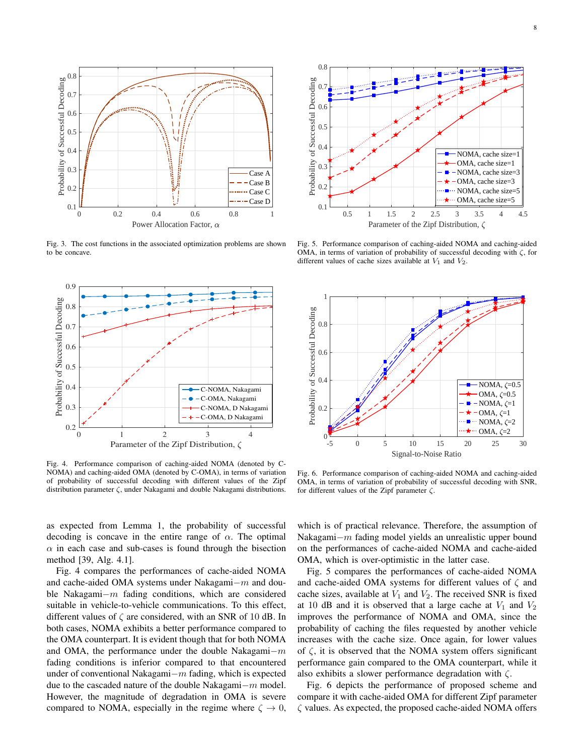Fig. 3. The cost functions in the associated optimization problems are shown to be concave.

Fig. 5. Performance comparison of caching-aided NOMA and caching-aided OMA, in terms of variation of probability of successful decoding with $\zeta$, for different values of cache sizes available at $V_1$ and $V_2$.

Fig. 4. Performance comparison of caching-aided NOMA (denoted by C-NOMA) and caching-aided OMA (denoted by C-OMA), in terms of variation of probability of successful decoding with different values of the Zipf distribution parameter $\zeta$, under Nakagami and double Nakagami distributions.

Fig. 6. Performance comparison of caching-aided NOMA and caching-aided OMA, in terms of variation of probability of successful decoding with SNR, for different values of the Zipf parameter $\zeta$.

as expected from Lemma 1, the probability of successful decoding is concave in the entire range of $\alpha$. The optimal $\alpha$ in each case and sub-cases is found through the bisection method [39, Alg. 4.1].

Fig. 4 compares the performances of cache-aided NOMA and cache-aided OMA systems under Nakagami$-m$ and double Nakagami$-m$ fading conditions, which are considered suitable in vehicle-to-vehicle communications. To this effect, different values of $\zeta$ are considered, with an SNR of 10 dB. In both cases, NOMA exhibits a better performance compared to the OMA counterpart. It is evident though that for both NOMA and OMA, the performance under the double Nakagami$-m$ fading conditions is inferior compared to that encountered under of conventional Nakagami$-m$ fading, which is expected due to the cascaded nature of the double Nakagami$-m$ model. However, the magnitude of degradation in OMA is severe compared to NOMA, especially in the regime where $\zeta \to 0$, which is of practical relevance. Therefore, the assumption of Nakagami$-m$ fading model yields an unrealistic upper bound on the performances of cache-aided NOMA and cache-aided OMA, which is over-optimistic in the latter case.

Fig. 5 compares the performances of cache-aided NOMA and cache-aided OMA systems for different values of $\zeta$ and cache sizes, available at $V_1$ and $V_2$. The received SNR is fixed at 10 dB and it is observed that a large cache at $V_1$ and $V_2$ improves the performance of NOMA and OMA, since the probability of caching the files requested by another vehicle increases with the cache size. Once again, for lower values of $\zeta$, it is observed that the NOMA system offers significant performance gain compared to the OMA counterpart, while it also exhibits a slower performance degradation with $\zeta$.

Fig. 6 depicts the performance of proposed scheme and compare it with cache-aided OMA for different Zipf parameter $\zeta$ values. As expected, the proposed cache-aided NOMA offers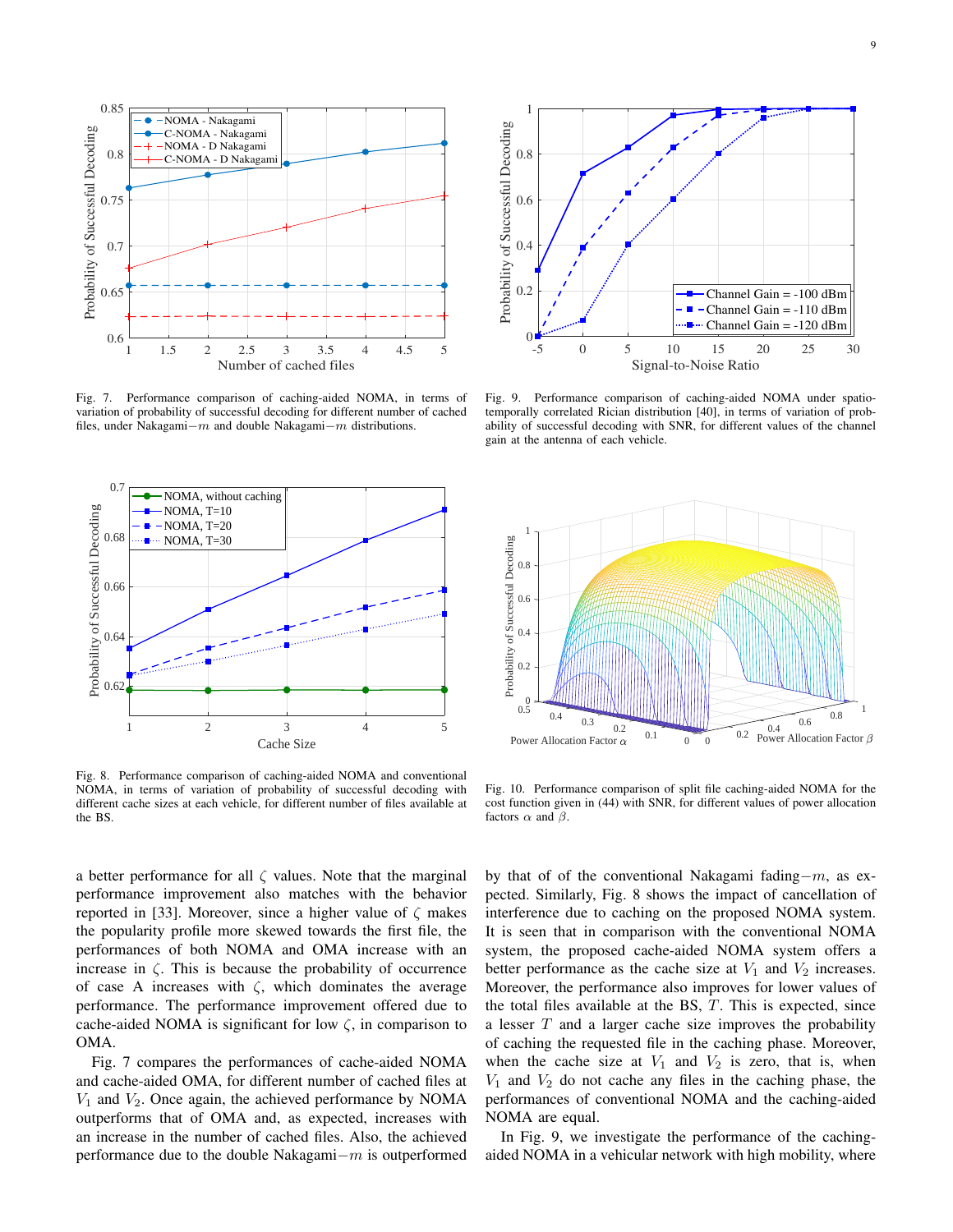Fig. 7. Performance comparison of caching-aided NOMA, in terms of variation of probability of successful decoding for different number of cached files, under Nakagami$-m$ and double Nakagami$-m$ distributions.

Fig. 9. Performance comparison of caching-aided NOMA under spatio-temporally correlated Rician distribution [40], in terms of variation of probability of successful decoding with SNR, for different values of the channel gain at the antenna of each vehicle.

Fig. 8. Performance comparison of caching-aided NOMA and conventional NOMA, in terms of variation of probability of successful decoding with different cache sizes at each vehicle, for different number of files available at the BS.

Fig. 10. Performance comparison of split file caching-aided NOMA for the cost function given in (44) with SNR, for different values of power allocation factors $\alpha$ and $\beta$.

a better performance for all $\zeta$ values. Note that the marginal performance improvement also matches with the behavior reported in [33]. Moreover, since a higher value of $\zeta$ makes the popularity profile more skewed towards the first file, the performances of both NOMA and OMA increase with an increase in $\zeta$. This is because the probability of occurrence of case A increases with $\zeta$, which dominates the average performance. The performance improvement offered due to cache-aided NOMA is significant for low $\zeta$, in comparison to OMA.

Fig. 7 compares the performances of cache-aided NOMA and cache-aided OMA, for different number of cached files at $V_1$ and $V_2$. Once again, the achieved performance by NOMA outperforms that of OMA and, as expected, increases with an increase in the number of cached files. Also, the achieved performance due to the double Nakagami$-m$ is outperformed by that of of the conventional Nakagami fading$-m$, as expected. Similarly, Fig. 8 shows the impact of cancellation of interference due to caching on the proposed NOMA system. It is seen that in comparison with the conventional NOMA system, the proposed cache-aided NOMA system offers a better performance as the cache size at $V_1$ and $V_2$ increases. Moreover, the performance also improves for lower values of the total files available at the BS, $T$. This is expected, since a lesser $T$ and a larger cache size improves the probability of caching the requested file in the caching phase. Moreover, when the cache size at $V_1$ and $V_2$ is zero, that is, when $V_1$ and $V_2$ do not cache any files in the caching phase, the performances of conventional NOMA and the caching-aided NOMA are equal.

In Fig. 9, we investigate the performance of the caching-aided NOMA in a vehicular network with high mobility, where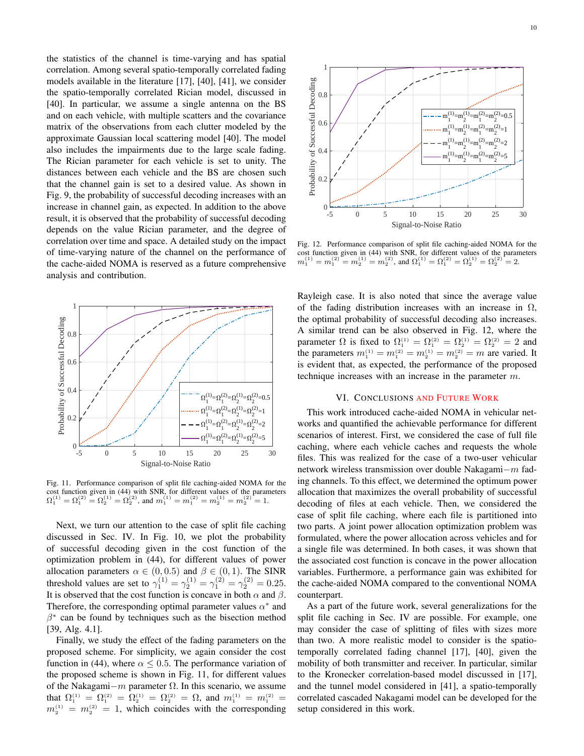the statistics of the channel is time-varying and has spatial correlation. Among several spatio-temporally correlated fading models available in the literature [17], [40], [41], we consider the spatio-temporally correlated Rician model, discussed in [40]. In particular, we assume a single antenna on the BS and on each vehicle, with multiple scatters and the covariance matrix of the observations from each clutter modeled by the approximate Gaussian local scattering model [40]. The model also includes the impairments due to the large scale fading. The Rician parameter for each vehicle is set to unity. The distances between each vehicle and the BS are chosen such that the channel gain is set to a desired value. As shown in Fig. 9, the probability of successful decoding increases with an increase in channel gain, as expected. In addition to the above result, it is observed that the probability of successful decoding depends on the value Rician parameter, and the degree of correlation over time and space. A detailed study on the impact of time-varying nature of the channel on the performance of the cache-aided NOMA is reserved as a future comprehensive analysis and contribution.

Fig. 11. Performance comparison of split file caching-aided NOMA for the cost function given in (44) with SNR, for different values of the parameters $\Omega_1^{(1)} = \Omega_1^{(2)} = \Omega_2^{(1)} = \Omega_2^{(2)}$, and $m_1^{(1)} = m_1^{(2)} = m_2^{(1)} = m_2^{(2)} = 1$.

Next, we turn our attention to the case of split file caching discussed in Sec. IV. In Fig. 10, we plot the probability of successful decoding given in the cost function of the optimization problem in (44), for different values of power allocation parameters $\alpha \in (0, 0.5)$ and $\beta \in (0, 1)$. The SINR threshold values are set to $\gamma_1^{(1)} = \gamma_2^{(1)} = \gamma_1^{(2)} = \gamma_2^{(2)} = 0.25$. It is observed that the cost function is concave in both $\alpha$ and $\beta$. Therefore, the corresponding optimal parameter values $\alpha^*$ and $\beta^*$ can be found by techniques such as the bisection method [39, Alg. 4.1].

Finally, we study the effect of the fading parameters on the proposed scheme. For simplicity, we again consider the cost function in (44), where $\alpha \leq 0.5$. The performance variation of the proposed scheme is shown in Fig. 11, for different values of the Nakagami$-m$ parameter $\Omega$. In this scenario, we assume that $\Omega_1^{(1)} = \Omega_1^{(2)} = \Omega_2^{(1)} = \Omega_2^{(2)} = \Omega$, and $m_1^{(1)} = m_1^{(2)} = m_2^{(1)} = m_2^{(2)} = 1$, which coincides with the corresponding Rayleigh case. It is also noted that since the average value of the fading distribution increases with an increase in $\Omega$, the optimal probability of successful decoding also increases. A similar trend can be also observed in Fig. 12, where the parameter $\Omega$ is fixed to $\Omega_1^{(1)} = \Omega_1^{(2)} = \Omega_2^{(1)} = \Omega_2^{(2)} = 2$ and the parameters $m_1^{(1)} = m_1^{(2)} = m_2^{(1)} = m_2^{(2)} = m$ are varied. It is evident that, as expected, the performance of the proposed technique increases with an increase in the parameter $m$.

Fig. 12. Performance comparison of split file caching-aided NOMA for the cost function given in (44) with SNR, for different values of the parameters $m_1^{(1)} = m_1^{(2)} = m_2^{(1)} = m_2^{(2)}$, and $\Omega_1^{(1)} = \Omega_1^{(2)} = \Omega_2^{(1)} = \Omega_2^{(2)} = 2$.

## VI. Conclusions and Future Work

This work introduced cache-aided NOMA in vehicular networks and quantified the achievable performance for different scenarios of interest. First, we considered the case of full file caching, where each vehicle caches and requests the whole files. This was realized for the case of a two-user vehicular network wireless transmission over double Nakagami$-m$ fading channels. To this effect, we determined the optimum power allocation that maximizes the overall probability of successful decoding of files at each vehicle. Then, we considered the case of split file caching, where each file is partitioned into two parts. A joint power allocation optimization problem was formulated, where the power allocation across vehicles and for a single file was determined. In both cases, it was shown that the associated cost function is concave in the power allocation variables. Furthermore, a performance gain was exhibited for the cache-aided NOMA compared to the conventional NOMA counterpart.

As a part of the future work, several generalizations for the split file caching in Sec. IV are possible. For example, one may consider the case of splitting of files with sizes more than two. A more realistic model to consider is the spatio-temporally correlated fading channel [17], [40], given the mobility of both transmitter and receiver. In particular, similar to the Kronecker correlation-based model discussed in [17], and the tunnel model considered in [41], a spatio-temporally correlated cascaded Nakagami model can be developed for the setup considered in this work.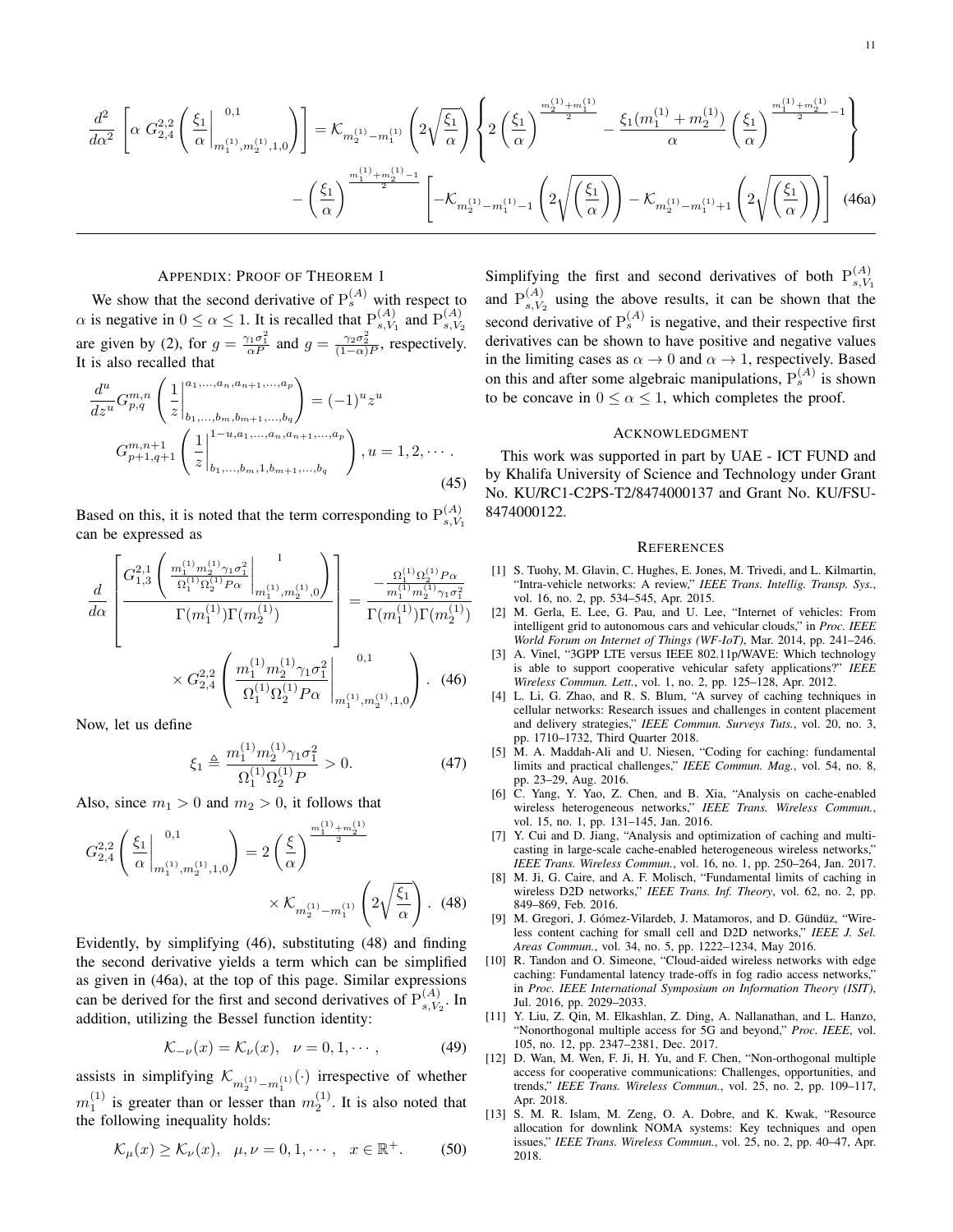$$\frac{d^2}{d\alpha^2}\left[\alpha\ G_{2,4}^{2,2}\left(\frac{\xi_1}{\alpha}\Bigg|_{m_1^{(1)},m_2^{(1)},1,0}^{0,1}\right)\right]=\mathcal{K}_{m_2^{(1)}-m_1^{(1)}}\left(2\sqrt{\frac{\xi_1}{\alpha}}\right)\left\{2\left(\frac{\xi_1}{\alpha}\right)^{\frac{m_2^{(1)}+m_1^{(1)}}{2}}-\frac{\xi_1(m_1^{(1)}+m_2^{(1)})}{\alpha}\left(\frac{\xi_1}{\alpha}\right)^{\frac{m_1^{(1)}+m_2^{(1)}}{2}-1}\right\}$$
$$-\left(\frac{\xi_1}{\alpha}\right)^{\frac{m_1^{(1)}+m_2^{(1)}-1}{2}}\left[-\mathcal{K}_{m_2^{(1)}-m_1^{(1)}-1}\left(2\sqrt{\left(\frac{\xi_1}{\alpha}\right)}\right)-\mathcal{K}_{m_2^{(1)}-m_1^{(1)}+1}\left(2\sqrt{\left(\frac{\xi_1}{\alpha}\right)}\right)\right] \quad (46a)$$

## Appendix: Proof of Theorem 1

We show that the second derivative of $\mathrm{P}_s^{(A)}$ with respect to $\alpha$ is negative in $0\le\alpha\le 1$. It is recalled that $\mathrm{P}_{s,V_1}^{(A)}$ and $\mathrm{P}_{s,V_2}^{(A)}$ are given by (2), for $g=\frac{\gamma_1\sigma_1^2}{\alpha P}$ and $g=\frac{\gamma_2\sigma_2^2}{(1-\alpha)P}$, respectively. It is also recalled that

$$\frac{d^u}{dz^u}G_{p,q}^{m,n}\left(\frac{1}{z}\Bigg|_{b_1,\ldots,b_m,b_{m+1},\ldots,b_q}^{a_1,\ldots,a_n,a_{n+1},\ldots,a_p}\right)=(-1)^u z^u$$
$$G_{p+1,q+1}^{m,n+1}\left(\frac{1}{z}\Bigg|_{b_1,\ldots,b_m,1,b_{m+1},\ldots,b_q}^{1-u,a_1,\ldots,a_n,a_{n+1},\ldots,a_p}\right),u=1,2,\cdots. \quad (45)$$

Based on this, it is noted that the term corresponding to $\mathrm{P}_{s,V_1}^{(A)}$ can be expressed as

$$\frac{d}{d\alpha}\left[\frac{G_{1,3}^{2,1}\left(\frac{m_1^{(1)}m_2^{(1)}\gamma_1\sigma_1^2}{\Omega_1^{(1)}\Omega_2^{(1)}P\alpha}\Bigg|_{m_1^{(1)},m_2^{(1)},0}^{1}\right)}{\Gamma(m_1^{(1)})\Gamma(m_2^{(1)})}\right]=\frac{-\frac{\Omega_1^{(1)}\Omega_2^{(1)}P\alpha}{m_1^{(1)}m_2^{(1)}\gamma_1\sigma_1^2}}{\Gamma(m_1^{(1)})\Gamma(m_2^{(1)})}$$
$$\times G_{2,4}^{2,2}\left(\frac{m_1^{(1)}m_2^{(1)}\gamma_1\sigma_1^2}{\Omega_1^{(1)}\Omega_2^{(1)}P\alpha}\Bigg|_{m_1^{(1)},m_2^{(1)},1,0}^{0,1}\right). \quad (46)$$

Now, let us define

$$\xi_1\triangleq\frac{m_1^{(1)}m_2^{(1)}\gamma_1\sigma_1^2}{\Omega_1^{(1)}\Omega_2^{(1)}P}>0. \quad (47)$$

Also, since $m_1>0$ and $m_2>0$, it follows that

$$G_{2,4}^{2,2}\left(\frac{\xi_1}{\alpha}\Bigg|_{m_1^{(1)},m_2^{(1)},1,0}^{0,1}\right)=2\left(\frac{\xi}{\alpha}\right)^{\frac{m_1^{(1)}+m_2^{(1)}}{2}}$$
$$\times\mathcal{K}_{m_2^{(1)}-m_1^{(1)}}\left(2\sqrt{\frac{\xi_1}{\alpha}}\right). \quad (48)$$

Evidently, by simplifying (46), substituting (48) and finding the second derivative yields a term which can be simplified as given in (46a), at the top of this page. Similar expressions can be derived for the first and second derivatives of $\mathrm{P}_{s,V_2}^{(A)}$. In addition, utilizing the Bessel function identity:

$$\mathcal{K}_{-\nu}(x)=\mathcal{K}_{\nu}(x),\quad \nu=0,1,\cdots, \quad (49)$$

assists in simplifying $\mathcal{K}_{m_2^{(1)}-m_1^{(1)}}(\cdot)$ irrespective of whether $m_1^{(1)}$ is greater than or lesser than $m_2^{(1)}$. It is also noted that the following inequality holds:

$$\mathcal{K}_{\mu}(x)\ge\mathcal{K}_{\nu}(x),\quad \mu,\nu=0,1,\cdots,\quad x\in\mathbb{R}^+. \quad (50)$$

Simplifying the first and second derivatives of both $\mathrm{P}_{s,V_1}^{(A)}$ and $\mathrm{P}_{s,V_2}^{(A)}$ using the above results, it can be shown that the second derivative of $\mathrm{P}_s^{(A)}$ is negative, and their respective first derivatives can be shown to have positive and negative values in the limiting cases as $\alpha\to 0$ and $\alpha\to 1$, respectively. Based on this and after some algebraic manipulations, $\mathrm{P}_s^{(A)}$ is shown to be concave in $0\le\alpha\le 1$, which completes the proof.

## Acknowledgment

This work was supported in part by UAE - ICT FUND and by Khalifa University of Science and Technology under Grant No. KU/RC1-C2PS-T2/8474000137 and Grant No. KU/FSU-8474000122.

## References

[1] S. Tuohy, M. Glavin, C. Hughes, E. Jones, M. Trivedi, and L. Kilmartin, "Intra-vehicle networks: A review," *IEEE Trans. Intellig. Transp. Sys.*, vol. 16, no. 2, pp. 534–545, Apr. 2015.

[2] M. Gerla, E. Lee, G. Pau, and U. Lee, "Internet of vehicles: From intelligent grid to autonomous cars and vehicular clouds," in *Proc. IEEE World Forum on Internet of Things (WF-IoT)*, Mar. 2014, pp. 241–246.

[3] A. Vinel, "3GPP LTE versus IEEE 802.11p/WAVE: Which technology is able to support cooperative vehicular safety applications?" *IEEE Wireless Commun. Lett.*, vol. 1, no. 2, pp. 125–128, Apr. 2012.

[4] L. Li, G. Zhao, and R. S. Blum, "A survey of caching techniques in cellular networks: Research issues and challenges in content placement and delivery strategies," *IEEE Commun. Surveys Tuts.*, vol. 20, no. 3, pp. 1710–1732, Third Quarter 2018.

[5] M. A. Maddah-Ali and U. Niesen, "Coding for caching: fundamental limits and practical challenges," *IEEE Commun. Mag.*, vol. 54, no. 8, pp. 23–29, Aug. 2016.

[6] C. Yang, Y. Yao, Z. Chen, and B. Xia, "Analysis on cache-enabled wireless heterogeneous networks," *IEEE Trans. Wireless Commun.*, vol. 15, no. 1, pp. 131–145, Jan. 2016.

[7] Y. Cui and D. Jiang, "Analysis and optimization of caching and multi-casting in large-scale cache-enabled heterogeneous wireless networks," *IEEE Trans. Wireless Commun.*, vol. 16, no. 1, pp. 250–264, Jan. 2017.

[8] M. Ji, G. Caire, and A. F. Molisch, "Fundamental limits of caching in wireless D2D networks," *IEEE Trans. Inf. Theory*, vol. 62, no. 2, pp. 849–869, Feb. 2016.

[9] M. Gregori, J. Gómez-Vilardeb, J. Matamoros, and D. Gündüz, "Wireless content caching for small cell and D2D networks," *IEEE J. Sel. Areas Commun.*, vol. 34, no. 5, pp. 1222–1234, May 2016.

[10] R. Tandon and O. Simeone, "Cloud-aided wireless networks with edge caching: Fundamental latency trade-offs in fog radio access networks," in *Proc. IEEE International Symposium on Information Theory (ISIT)*, Jul. 2016, pp. 2029–2033.

[11] Y. Liu, Z. Qin, M. Elkashlan, Z. Ding, A. Nallanathan, and L. Hanzo, "Nonorthogonal multiple access for 5G and beyond," *Proc. IEEE*, vol. 105, no. 12, pp. 2347–2381, Dec. 2017.

[12] D. Wan, M. Wen, F. Ji, H. Yu, and F. Chen, "Non-orthogonal multiple access for cooperative communications: Challenges, opportunities, and trends," *IEEE Trans. Wireless Commun.*, vol. 25, no. 2, pp. 109–117, Apr. 2018.

[13] S. M. R. Islam, M. Zeng, O. A. Dobre, and K. Kwak, "Resource allocation for downlink NOMA systems: Key techniques and open issues," *IEEE Trans. Wireless Commun.*, vol. 25, no. 2, pp. 40–47, Apr. 2018.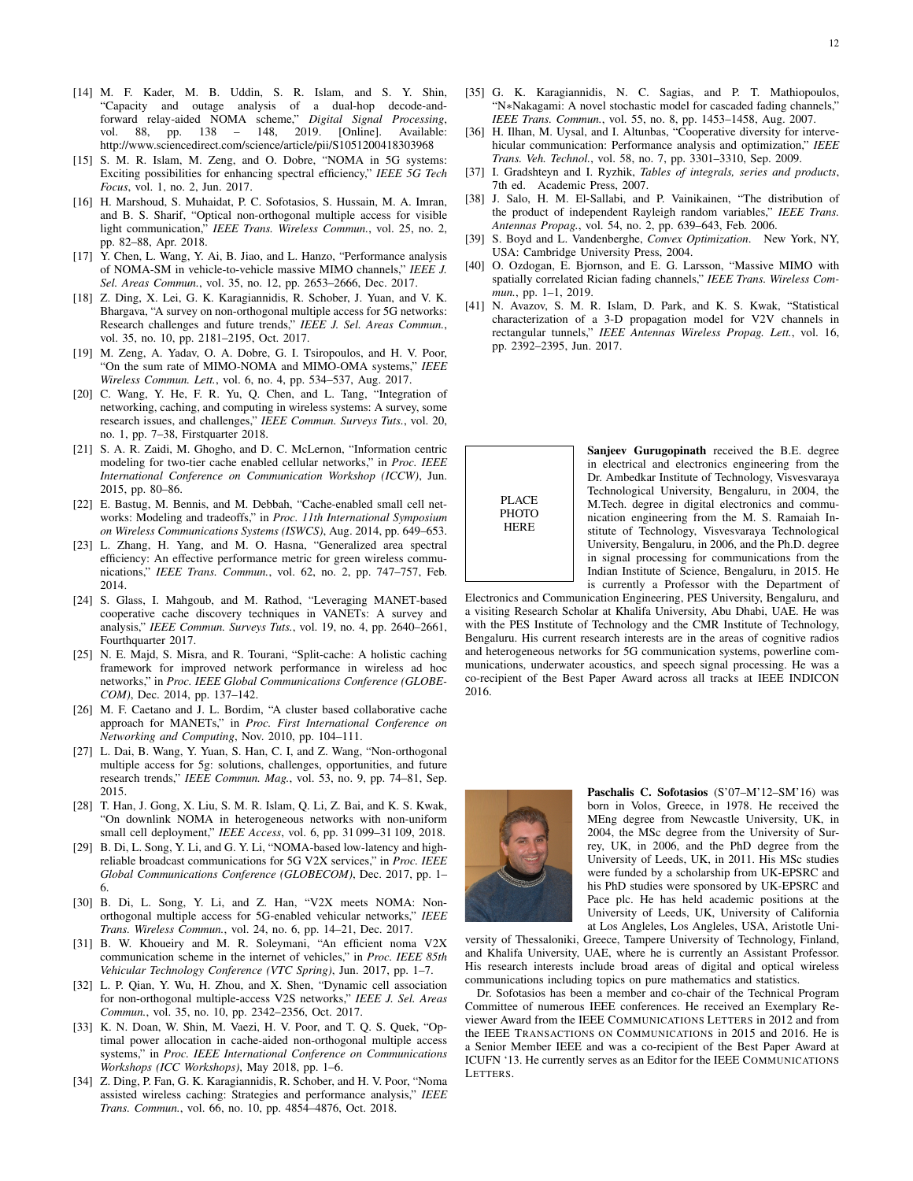[14] M. F. Kader, M. B. Uddin, S. R. Islam, and S. Y. Shin, "Capacity and outage analysis of a dual-hop decode-and-forward relay-aided NOMA scheme," *Digital Signal Processing*, vol. 88, pp. 138 – 148, 2019. [Online]. Available: http://www.sciencedirect.com/science/article/pii/S1051200418303968

[15] S. M. R. Islam, M. Zeng, and O. Dobre, "NOMA in 5G systems: Exciting possibilities for enhancing spectral efficiency," *IEEE 5G Tech Focus*, vol. 1, no. 2, Jun. 2017.

[16] H. Marshoud, S. Muhaidat, P. C. Sofotasios, S. Hussain, M. A. Imran, and B. S. Sharif, "Optical non-orthogonal multiple access for visible light communication," *IEEE Trans. Wireless Commun.*, vol. 25, no. 2, pp. 82–88, Apr. 2018.

[17] Y. Chen, L. Wang, Y. Ai, B. Jiao, and L. Hanzo, "Performance analysis of NOMA-SM in vehicle-to-vehicle massive MIMO channels," *IEEE J. Sel. Areas Commun.*, vol. 35, no. 12, pp. 2653–2666, Dec. 2017.

[18] Z. Ding, X. Lei, G. K. Karagiannidis, R. Schober, J. Yuan, and V. K. Bhargava, "A survey on non-orthogonal multiple access for 5G networks: Research challenges and future trends," *IEEE J. Sel. Areas Commun.*, vol. 35, no. 10, pp. 2181–2195, Oct. 2017.

[19] M. Zeng, A. Yadav, O. A. Dobre, G. I. Tsiropoulos, and H. V. Poor, "On the sum rate of MIMO-NOMA and MIMO-OMA systems," *IEEE Wireless Commun. Lett.*, vol. 6, no. 4, pp. 534–537, Aug. 2017.

[20] C. Wang, Y. He, F. R. Yu, Q. Chen, and L. Tang, "Integration of networking, caching, and computing in wireless systems: A survey, some research issues, and challenges," *IEEE Commun. Surveys Tuts.*, vol. 20, no. 1, pp. 7–38, Firstquarter 2018.

[21] S. A. R. Zaidi, M. Ghogho, and D. C. McLernon, "Information centric modeling for two-tier cache enabled cellular networks," in *Proc. IEEE International Conference on Communication Workshop (ICCW)*, Jun. 2015, pp. 80–86.

[22] E. Bastug, M. Bennis, and M. Debbah, "Cache-enabled small cell networks: Modeling and tradeoffs," in *Proc. 11th International Symposium on Wireless Communications Systems (ISWCS)*, Aug. 2014, pp. 649–653.

[23] L. Zhang, H. Yang, and M. O. Hasna, "Generalized area spectral efficiency: An effective performance metric for green wireless communications," *IEEE Trans. Commun.*, vol. 62, no. 2, pp. 747–757, Feb. 2014.

[24] S. Glass, I. Mahgoub, and M. Rathod, "Leveraging MANET-based cooperative cache discovery techniques in VANETs: A survey and analysis," *IEEE Commun. Surveys Tuts.*, vol. 19, no. 4, pp. 2640–2661, Fourthquarter 2017.

[25] N. E. Majd, S. Misra, and R. Tourani, "Split-cache: A holistic caching framework for improved network performance in wireless ad hoc networks," in *Proc. IEEE Global Communications Conference (GLOBECOM)*, Dec. 2014, pp. 137–142.

[26] M. F. Caetano and J. L. Bordim, "A cluster based collaborative cache approach for MANETs," in *Proc. First International Conference on Networking and Computing*, Nov. 2010, pp. 104–111.

[27] L. Dai, B. Wang, Y. Yuan, S. Han, C. I, and Z. Wang, "Non-orthogonal multiple access for 5g: solutions, challenges, opportunities, and future research trends," *IEEE Commun. Mag.*, vol. 53, no. 9, pp. 74–81, Sep. 2015.

[28] T. Han, J. Gong, X. Liu, S. M. R. Islam, Q. Li, Z. Bai, and K. S. Kwak, "On downlink NOMA in heterogeneous networks with non-uniform small cell deployment," *IEEE Access*, vol. 6, pp. 31 099–31 109, 2018.

[29] B. Di, L. Song, Y. Li, and G. Y. Li, "NOMA-based low-latency and high-reliable broadcast communications for 5G V2X services," in *Proc. IEEE Global Communications Conference (GLOBECOM)*, Dec. 2017, pp. 1–6.

[30] B. Di, L. Song, Y. Li, and Z. Han, "V2X meets NOMA: Non-orthogonal multiple access for 5G-enabled vehicular networks," *IEEE Trans. Wireless Commun.*, vol. 24, no. 6, pp. 14–21, Dec. 2017.

[31] B. W. Khoueiry and M. R. Soleymani, "An efficient noma V2X communication scheme in the internet of vehicles," in *Proc. IEEE 85th Vehicular Technology Conference (VTC Spring)*, Jun. 2017, pp. 1–7.

[32] L. P. Qian, Y. Wu, H. Zhou, and X. Shen, "Dynamic cell association for non-orthogonal multiple-access V2S networks," *IEEE J. Sel. Areas Commun.*, vol. 35, no. 10, pp. 2342–2356, Oct. 2017.

[33] K. N. Doan, W. Shin, M. Vaezi, H. V. Poor, and T. Q. S. Quek, "Optimal power allocation in cache-aided non-orthogonal multiple access systems," in *Proc. IEEE International Conference on Communications Workshops (ICC Workshops)*, May 2018, pp. 1–6.

[34] Z. Ding, P. Fan, G. K. Karagiannidis, R. Schober, and H. V. Poor, "Noma assisted wireless caching: Strategies and performance analysis," *IEEE Trans. Commun.*, vol. 66, no. 10, pp. 4854–4876, Oct. 2018.

[35] G. K. Karagiannidis, N. C. Sagias, and P. T. Mathiopoulos, "N∗Nakagami: A novel stochastic model for cascaded fading channels," *IEEE Trans. Commun.*, vol. 55, no. 8, pp. 1453–1458, Aug. 2007.

[36] H. Ilhan, M. Uysal, and I. Altunbas, "Cooperative diversity for intervehicular communication: Performance analysis and optimization," *IEEE Trans. Veh. Technol.*, vol. 58, no. 7, pp. 3301–3310, Sep. 2009.

[37] I. Gradshteyn and I. Ryzhik, *Tables of integrals, series and products*, 7th ed. Academic Press, 2007.

[38] J. Salo, H. M. El-Sallabi, and P. Vainikainen, "The distribution of the product of independent Rayleigh random variables," *IEEE Trans. Antennas Propag.*, vol. 54, no. 2, pp. 639–643, Feb. 2006.

[39] S. Boyd and L. Vandenberghe, *Convex Optimization*. New York, NY, USA: Cambridge University Press, 2004.

[40] O. Ozdogan, E. Bjornson, and E. G. Larsson, "Massive MIMO with spatially correlated Rician fading channels," *IEEE Trans. Wireless Commun.*, pp. 1–1, 2019.

[41] N. Avazov, S. M. R. Islam, D. Park, and K. S. Kwak, "Statistical characterization of a 3-D propagation model for V2V channels in rectangular tunnels," *IEEE Antennas Wireless Propag. Lett.*, vol. 16, pp. 2392–2395, Jun. 2017.

PLACE PHOTO HERE

**Sanjeev Gurugopinath** received the B.E. degree in electrical and electronics engineering from the Dr. Ambedkar Institute of Technology, Visvesvaraya Technological University, Bengaluru, in 2004, the M.Tech. degree in digital electronics and communication engineering from the M. S. Ramaiah Institute of Technology, Visvesvaraya Technological University, Bengaluru, in 2006, and the Ph.D. degree in signal processing for communications from the Indian Institute of Science, Bengaluru, in 2015. He is currently a Professor with the Department of Electronics and Communication Engineering, PES University, Bengaluru, and a visiting Research Scholar at Khalifa University, Abu Dhabi, UAE. He was with the PES Institute of Technology and the CMR Institute of Technology, Bengaluru. His current research interests are in the areas of cognitive radios and heterogeneous networks for 5G communication systems, powerline communications, underwater acoustics, and speech signal processing. He was a co-recipient of the Best Paper Award across all tracks at IEEE INDICON 2016.

**Paschalis C. Sofotasios** (S'07–M'12–SM'16) was born in Volos, Greece, in 1978. He received the MEng degree from Newcastle University, UK, in 2004, the MSc degree from the University of Surrey, UK, in 2006, and the PhD degree from the University of Leeds, UK, in 2011. His MSc studies were funded by a scholarship from UK-EPSRC and his PhD studies were sponsored by UK-EPSRC and Pace plc. He has held academic positions at the University of Leeds, UK, University of California at Los Angeles, Los Angeles, USA, Aristotle University of Thessaloniki, Greece, Tampere University of Technology, Finland, and Khalifa University, UAE, where he is currently an Assistant Professor. His research interests include broad areas of digital and optical wireless communications including topics on pure mathematics and statistics.

Dr. Sofotasios has been a member and co-chair of the Technical Program Committee of numerous IEEE conferences. He received an Exemplary Reviewer Award from the IEEE COMMUNICATIONS LETTERS in 2012 and from the IEEE TRANSACTIONS ON COMMUNICATIONS in 2015 and 2016. He is a Senior Member IEEE and was a co-recipient of the Best Paper Award at ICUFN '13. He currently serves as an Editor for the IEEE COMMUNICATIONS LETTERS.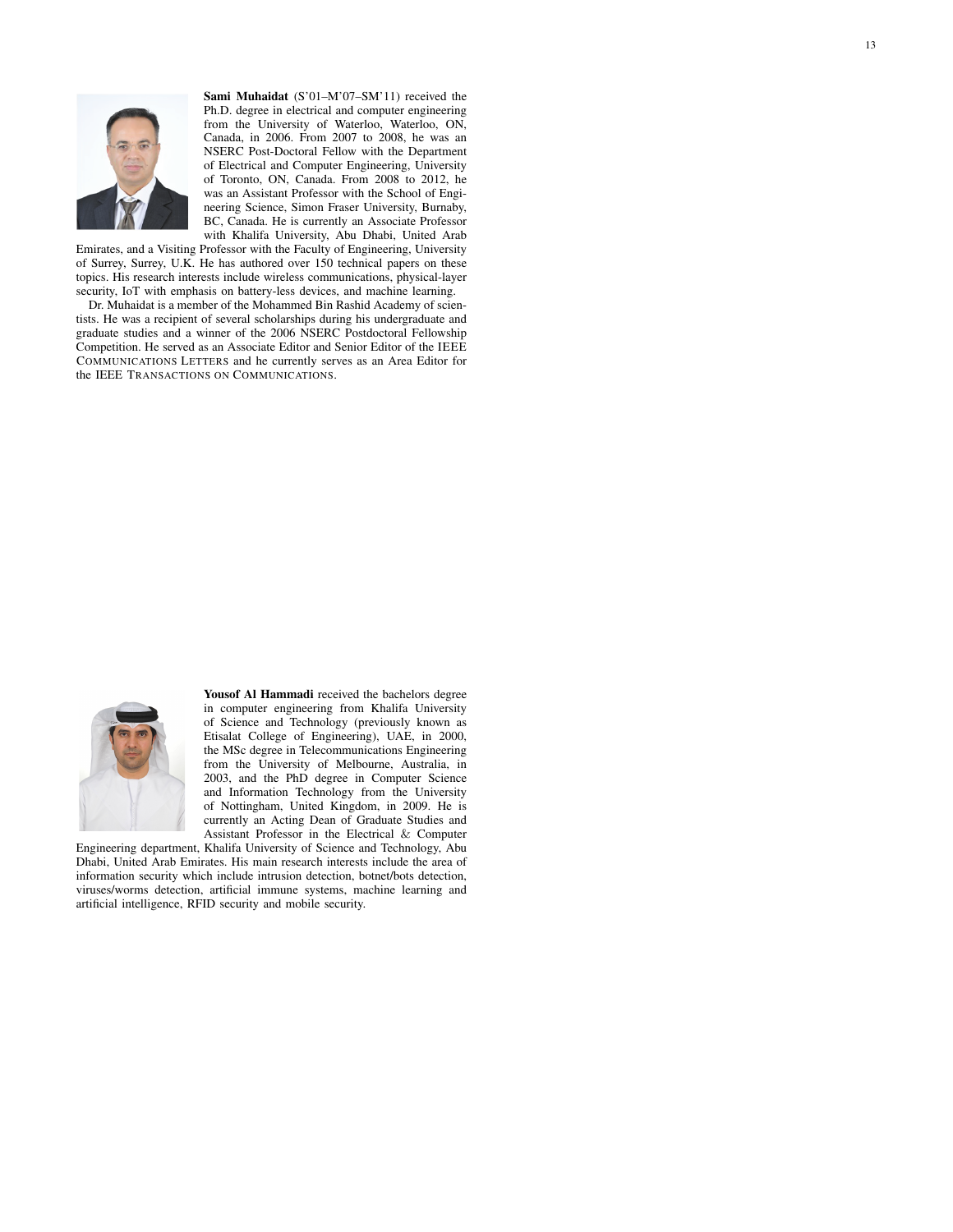**Sami Muhaidat** (S'01–M'07–SM'11) received the Ph.D. degree in electrical and computer engineering from the University of Waterloo, Waterloo, ON, Canada, in 2006. From 2007 to 2008, he was an NSERC Post-Doctoral Fellow with the Department of Electrical and Computer Engineering, University of Toronto, ON, Canada. From 2008 to 2012, he was an Assistant Professor with the School of Engineering Science, Simon Fraser University, Burnaby, BC, Canada. He is currently an Associate Professor with Khalifa University, Abu Dhabi, United Arab Emirates, and a Visiting Professor with the Faculty of Engineering, University of Surrey, Surrey, U.K. He has authored over 150 technical papers on these topics. His research interests include wireless communications, physical-layer security, IoT with emphasis on battery-less devices, and machine learning.

Dr. Muhaidat is a member of the Mohammed Bin Rashid Academy of scientists. He was a recipient of several scholarships during his undergraduate and graduate studies and a winner of the 2006 NSERC Postdoctoral Fellowship Competition. He served as an Associate Editor and Senior Editor of the IEEE COMMUNICATIONS LETTERS and he currently serves as an Area Editor for the IEEE TRANSACTIONS ON COMMUNICATIONS.

**Yousof Al Hammadi** received the bachelors degree in computer engineering from Khalifa University of Science and Technology (previously known as Etisalat College of Engineering), UAE, in 2000, the MSc degree in Telecommunications Engineering from the University of Melbourne, Australia, in 2003, and the PhD degree in Computer Science and Information Technology from the University of Nottingham, United Kingdom, in 2009. He is currently an Acting Dean of Graduate Studies and Assistant Professor in the Electrical & Computer Engineering department, Khalifa University of Science and Technology, Abu Dhabi, United Arab Emirates. His main research interests include the area of information security which include intrusion detection, botnet/bots detection, viruses/worms detection, artificial immune systems, machine learning and artificial intelligence, RFID security and mobile security.